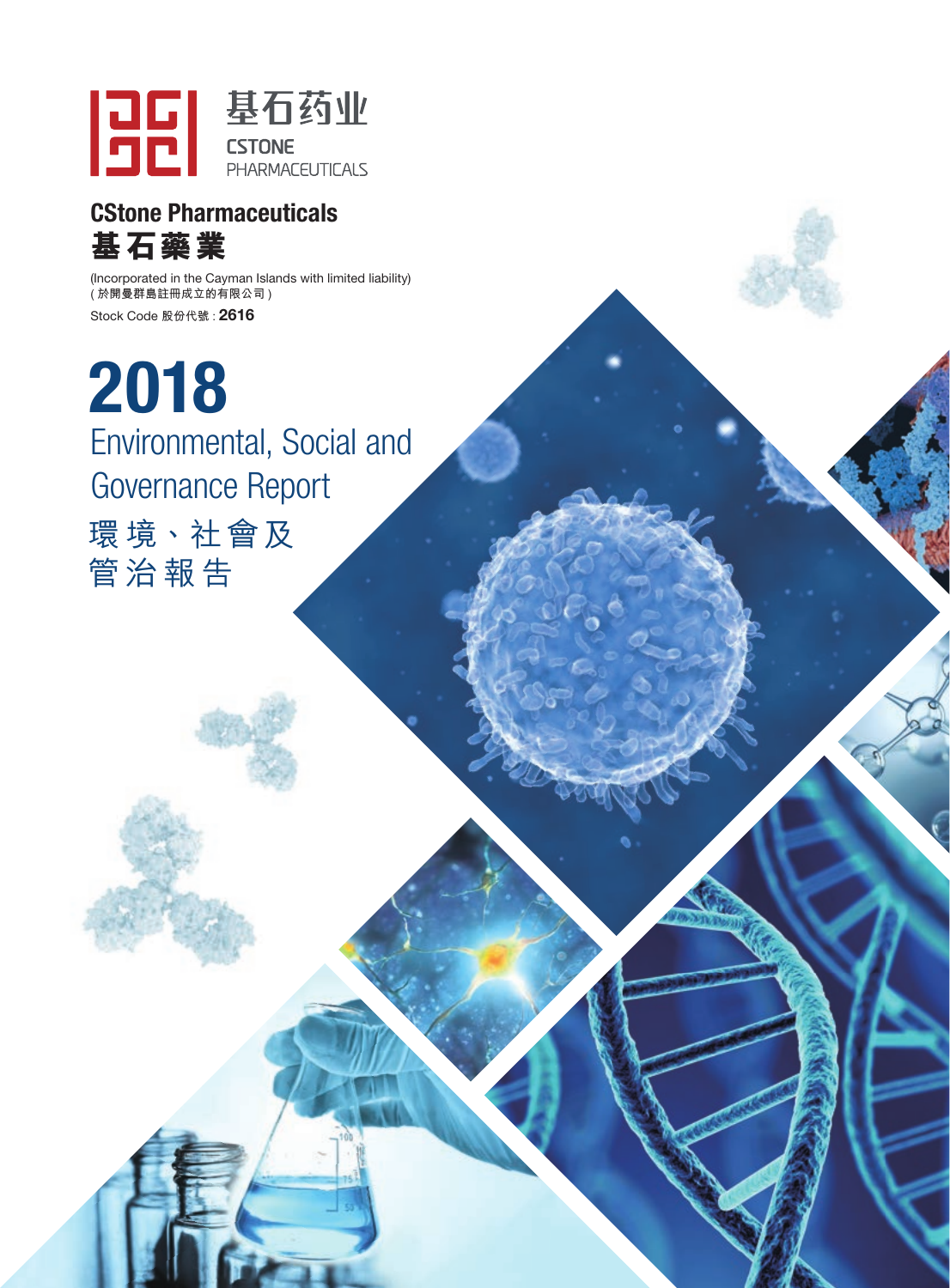基石药业

CSTONE PHARMACEUTICALS

# CStone Pharmaceuticals
# 基石藥業

(Incorporated in the Cayman Islands with limited liability)
(於開曼群島註冊成立的有限公司)

Stock Code 股份代號 : **2616**

# 2018
# Environmental, Social and Governance Report
# 環境、社會及管治報告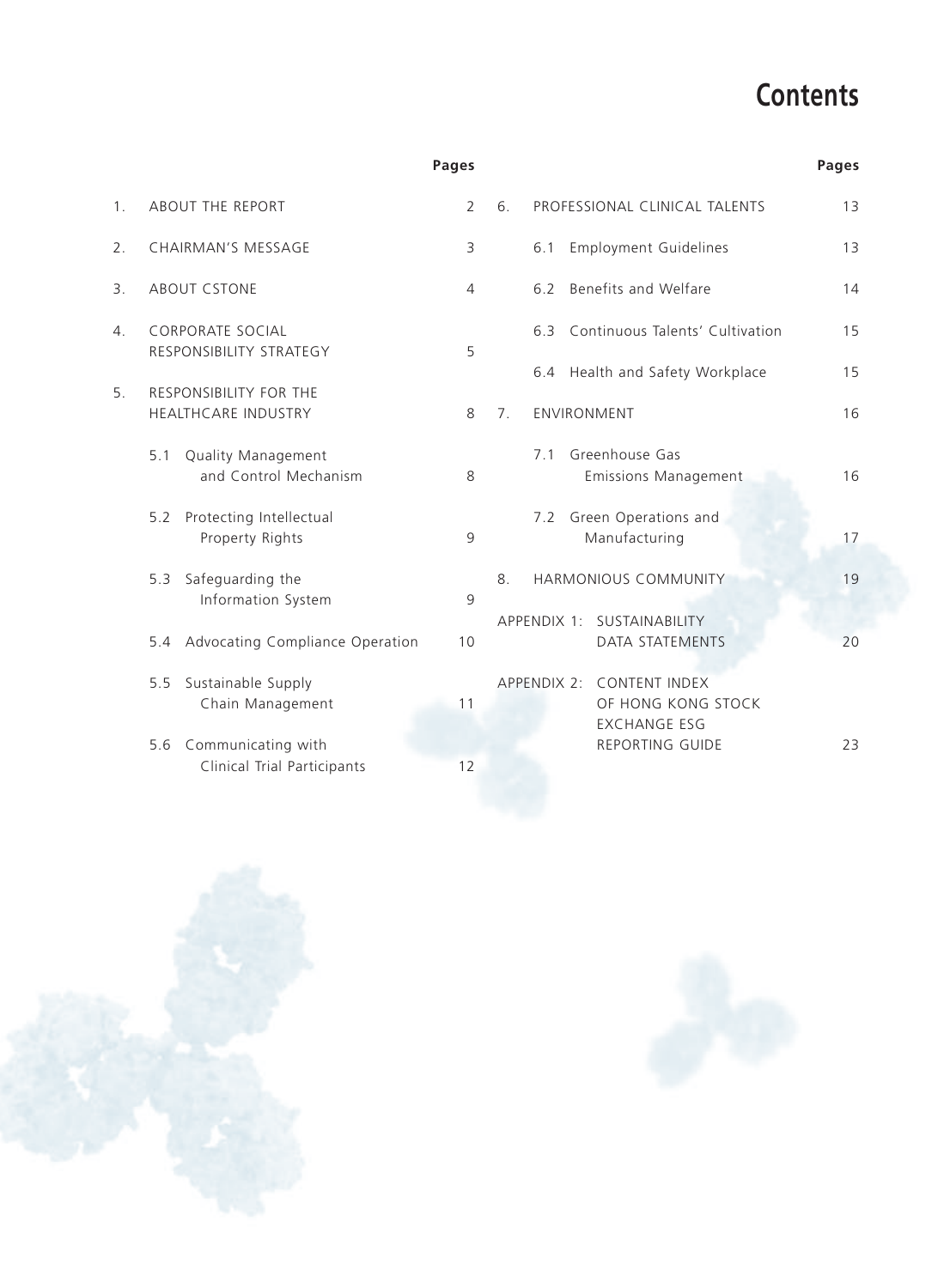# Contents

| | | Pages |
|---|---|---|
| 1. | ABOUT THE REPORT | 2 |
| 2. | CHAIRMAN'S MESSAGE | 3 |
| 3. | ABOUT CSTONE | 4 |
| 4. | CORPORATE SOCIAL RESPONSIBILITY STRATEGY | 5 |
| 5. | RESPONSIBILITY FOR THE HEALTHCARE INDUSTRY | 8 |
| | 5.1 Quality Management and Control Mechanism | 8 |
| | 5.2 Protecting Intellectual Property Rights | 9 |
| | 5.3 Safeguarding the Information System | 9 |
| | 5.4 Advocating Compliance Operation | 10 |
| | 5.5 Sustainable Supply Chain Management | 11 |
| | 5.6 Communicating with Clinical Trial Participants | 12 |
| 6. | PROFESSIONAL CLINICAL TALENTS | 13 |
| | 6.1 Employment Guidelines | 13 |
| | 6.2 Benefits and Welfare | 14 |
| | 6.3 Continuous Talents' Cultivation | 15 |
| | 6.4 Health and Safety Workplace | 15 |
| 7. | ENVIRONMENT | 16 |
| | 7.1 Greenhouse Gas Emissions Management | 16 |
| | 7.2 Green Operations and Manufacturing | 17 |
| 8. | HARMONIOUS COMMUNITY | 19 |
| APPENDIX 1: | SUSTAINABILITY DATA STATEMENTS | 20 |
| APPENDIX 2: | CONTENT INDEX OF HONG KONG STOCK EXCHANGE ESG REPORTING GUIDE | 23 |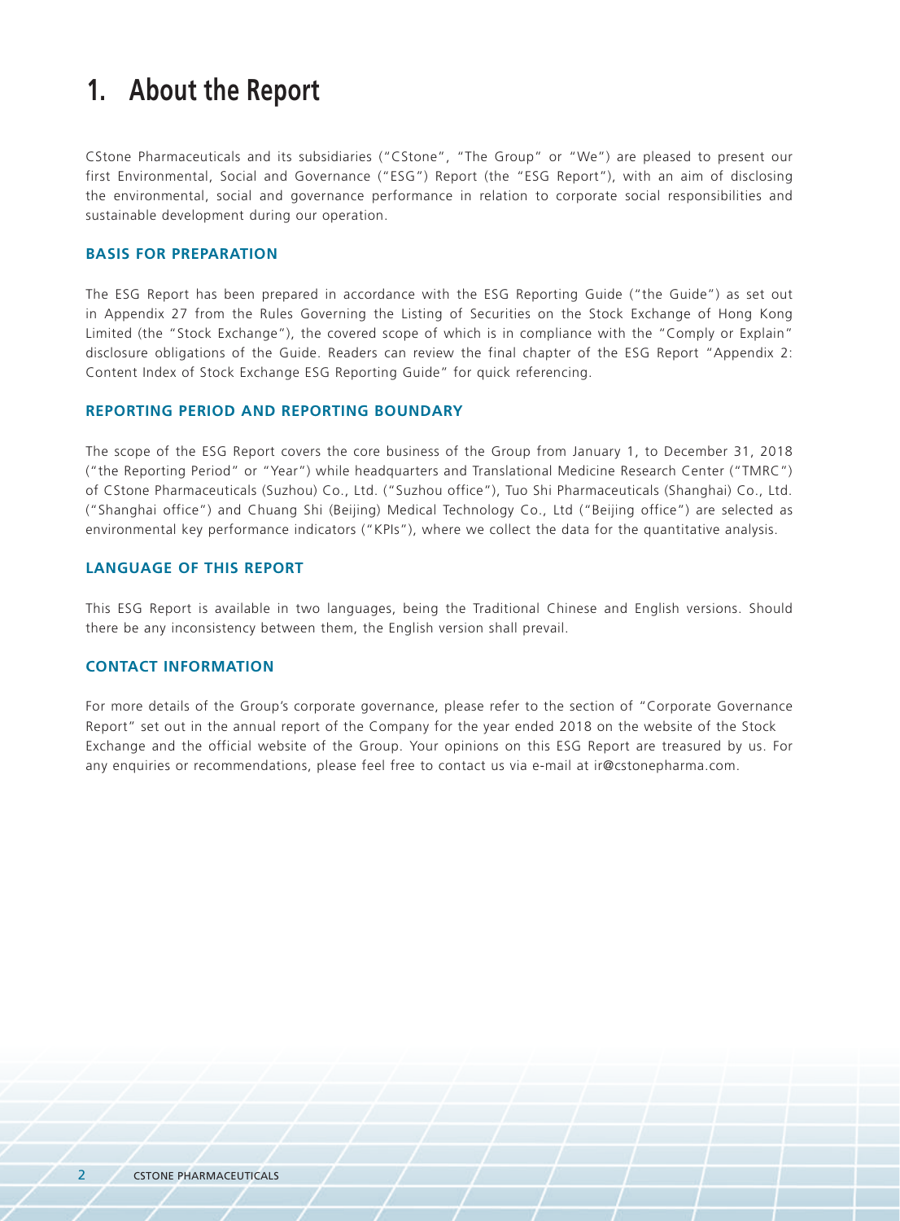# 1. About the Report

CStone Pharmaceuticals and its subsidiaries ("CStone", "The Group" or "We") are pleased to present our first Environmental, Social and Governance ("ESG") Report (the "ESG Report"), with an aim of disclosing the environmental, social and governance performance in relation to corporate social responsibilities and sustainable development during our operation.

### BASIS FOR PREPARATION

The ESG Report has been prepared in accordance with the ESG Reporting Guide ("the Guide") as set out in Appendix 27 from the Rules Governing the Listing of Securities on the Stock Exchange of Hong Kong Limited (the "Stock Exchange"), the covered scope of which is in compliance with the "Comply or Explain" disclosure obligations of the Guide. Readers can review the final chapter of the ESG Report "Appendix 2: Content Index of Stock Exchange ESG Reporting Guide" for quick referencing.

### REPORTING PERIOD AND REPORTING BOUNDARY

The scope of the ESG Report covers the core business of the Group from January 1, to December 31, 2018 ("the Reporting Period" or "Year") while headquarters and Translational Medicine Research Center ("TMRC") of CStone Pharmaceuticals (Suzhou) Co., Ltd. ("Suzhou office"), Tuo Shi Pharmaceuticals (Shanghai) Co., Ltd. ("Shanghai office") and Chuang Shi (Beijing) Medical Technology Co., Ltd ("Beijing office") are selected as environmental key performance indicators ("KPIs"), where we collect the data for the quantitative analysis.

### LANGUAGE OF THIS REPORT

This ESG Report is available in two languages, being the Traditional Chinese and English versions. Should there be any inconsistency between them, the English version shall prevail.

### CONTACT INFORMATION

For more details of the Group's corporate governance, please refer to the section of "Corporate Governance Report" set out in the annual report of the Company for the year ended 2018 on the website of the Stock Exchange and the official website of the Group. Your opinions on this ESG Report are treasured by us. For any enquiries or recommendations, please feel free to contact us via e-mail at ir@cstonepharma.com.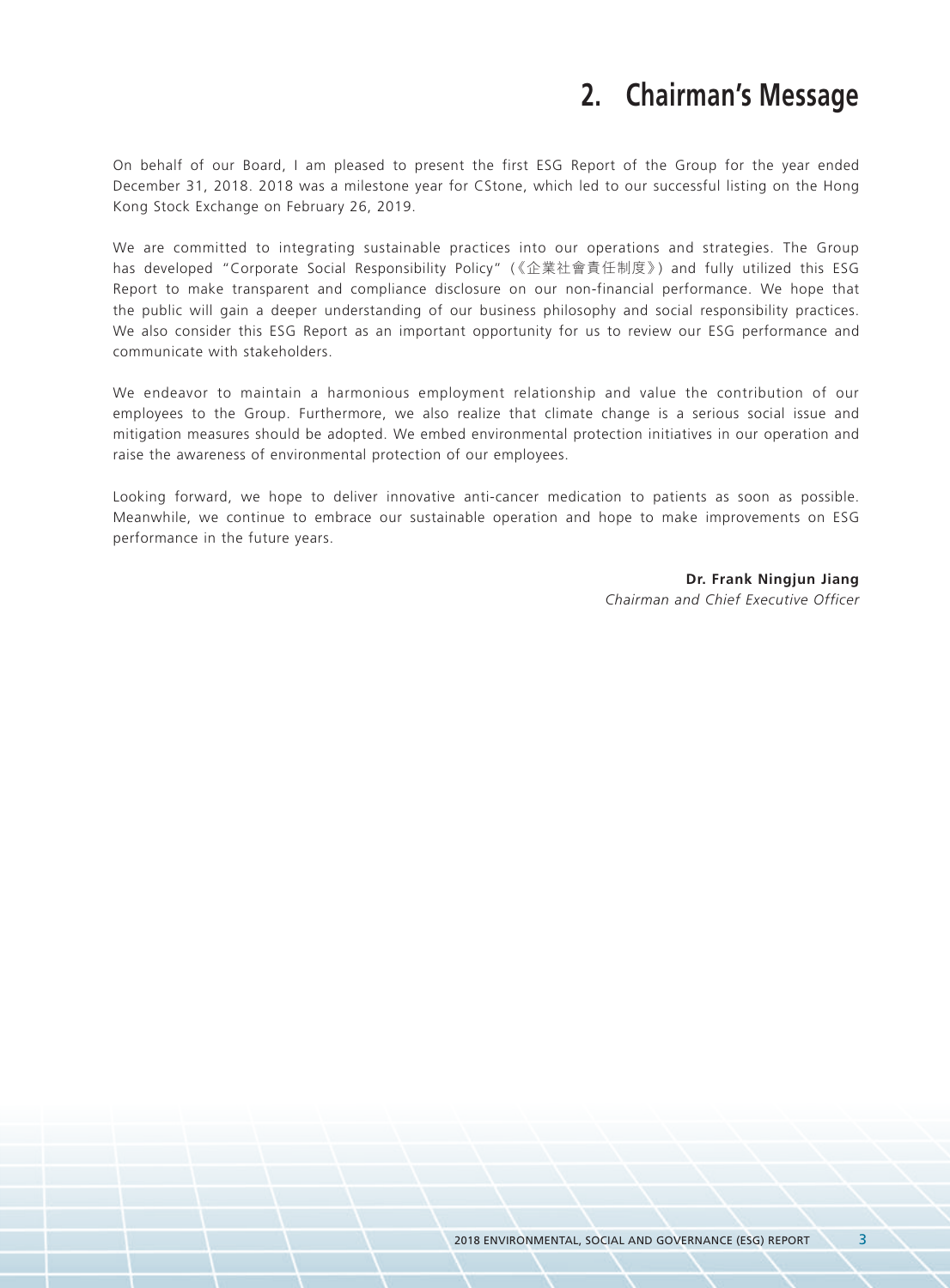# 2. Chairman's Message

On behalf of our Board, I am pleased to present the first ESG Report of the Group for the year ended December 31, 2018. 2018 was a milestone year for CStone, which led to our successful listing on the Hong Kong Stock Exchange on February 26, 2019.

We are committed to integrating sustainable practices into our operations and strategies. The Group has developed "Corporate Social Responsibility Policy" (《企業社會責任制度》) and fully utilized this ESG Report to make transparent and compliance disclosure on our non-financial performance. We hope that the public will gain a deeper understanding of our business philosophy and social responsibility practices. We also consider this ESG Report as an important opportunity for us to review our ESG performance and communicate with stakeholders.

We endeavor to maintain a harmonious employment relationship and value the contribution of our employees to the Group. Furthermore, we also realize that climate change is a serious social issue and mitigation measures should be adopted. We embed environmental protection initiatives in our operation and raise the awareness of environmental protection of our employees.

Looking forward, we hope to deliver innovative anti-cancer medication to patients as soon as possible. Meanwhile, we continue to embrace our sustainable operation and hope to make improvements on ESG performance in the future years.

**Dr. Frank Ningjun Jiang**
*Chairman and Chief Executive Officer*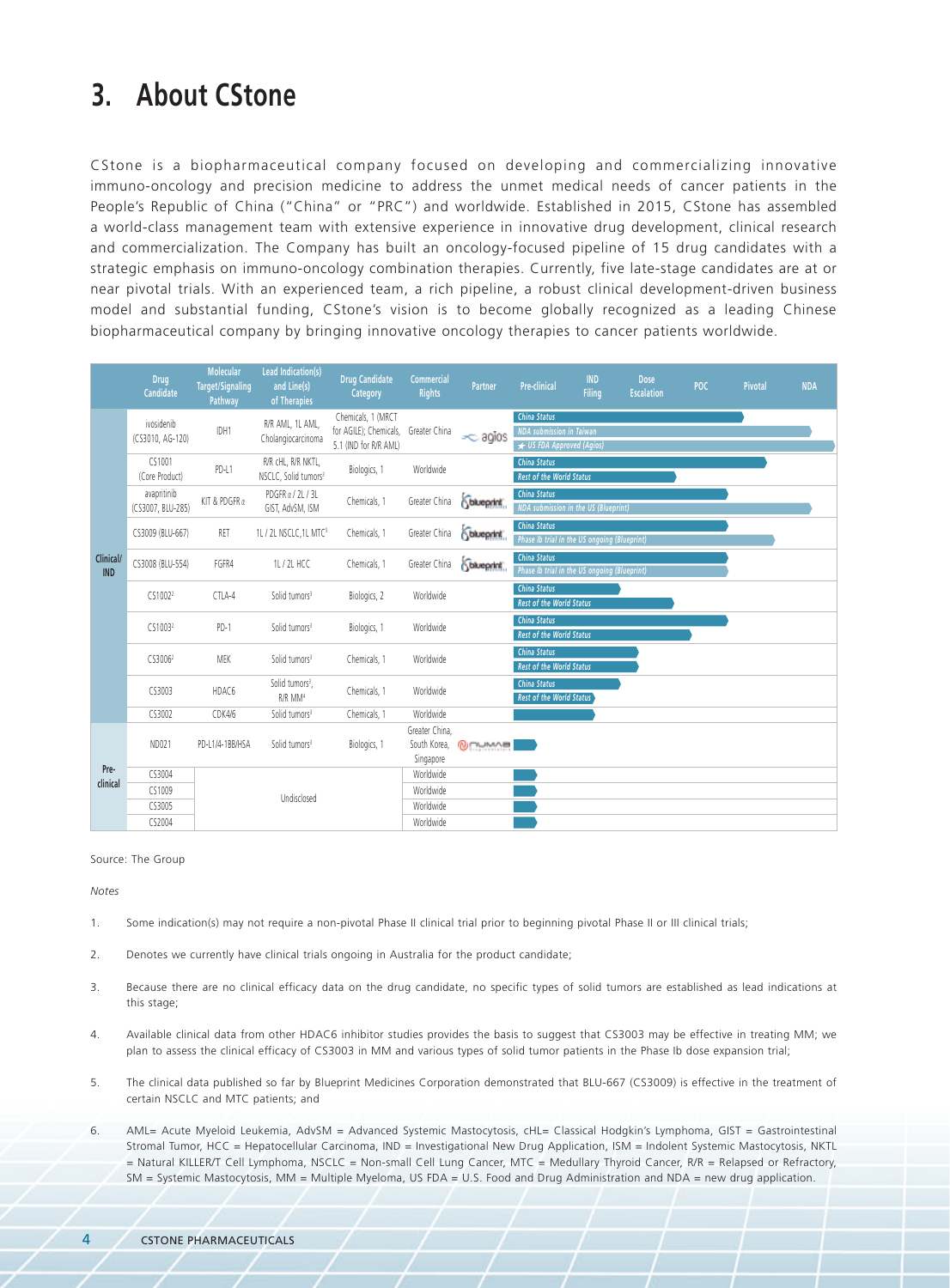# 3. About CStone

CStone is a biopharmaceutical company focused on developing and commercializing innovative immuno-oncology and precision medicine to address the unmet medical needs of cancer patients in the People's Republic of China ("China" or "PRC") and worldwide. Established in 2015, CStone has assembled a world-class management team with extensive experience in innovative drug development, clinical research and commercialization. The Company has built an oncology-focused pipeline of 15 drug candidates with a strategic emphasis on immuno-oncology combination therapies. Currently, five late-stage candidates are at or near pivotal trials. With an experienced team, a rich pipeline, a robust clinical development-driven business model and substantial funding, CStone's vision is to become globally recognized as a leading Chinese biopharmaceutical company by bringing innovative oncology therapies to cancer patients worldwide.

| | Drug Candidate | Molecular Target/Signaling Pathway | Lead Indication(s) and Line(s) of Therapies | Drug Candidate Category | Commercial Rights | Partner | Pre-clinical / IND Filing / Dose Escalation / POC / Pivotal / NDA |
|---|---|---|---|---|---|---|---|
| Clinical/IND | ivosidenib (CS3010, AG-120) | IDH1 | R/R AML, 1L AML, Cholangiocarcinoma | Chemicals, 1 (MRCT for AGILE); Chemicals, 5.1 (IND for R/R AML) | Greater China | agios | China Status; NDA submission in Taiwan; ★ US FDA Approved (Agios) |
| | CS1001 (Core Product) | PD-L1 | R/R cHL, R/R NKTL, NSCLC, Solid tumors[3] | Biologics, 1 | Worldwide | | China Status; Rest of the World Status |
| | avapritinib (CS3007, BLU-285) | KIT & PDGFRα | PDGFRα / 2L / 3L GIST, AdvSM, ISM | Chemicals, 1 | Greater China | blueprint | China Status; NDA submission in the US (Blueprint) |
| | CS3009 (BLU-667) | RET | 1L / 2L NSCLC,1L MTC[5] | Chemicals, 1 | Greater China | blueprint | China Status; Phase Ib trial in the US ongoing (Blueprint) |
| | CS3008 (BLU-554) | FGFR4 | 1L / 2L HCC | Chemicals, 1 | Greater China | blueprint | China Status; Phase Ib trial in the US ongoing (Blueprint) |
| | CS1002[2] | CTLA-4 | Solid tumors[3] | Biologics, 2 | Worldwide | | China Status; Rest of the World Status |
| | CS1003[2] | PD-1 | Solid tumors[3] | Biologics, 1 | Worldwide | | China Status; Rest of the World Status |
| | CS3006[2] | MEK | Solid tumors[3] | Chemicals, 1 | Worldwide | | China Status; Rest of the World Status |
| | CS3003 | HDAC6 | Solid tumors[3], R/R MM[4] | Chemicals, 1 | Worldwide | | China Status; Rest of the World Status |
| | CS3002 | CDK4/6 | Solid tumors[3] | Chemicals, 1 | Worldwide | | |
| Pre-clinical | ND021 | PD-L1/4-1BB/HSA | Solid tumors[3] | Biologics, 1 | Greater China, South Korea, Singapore | NUMAB | |
| | CS3004 | Undisclosed | | | Worldwide | | |
| | CS1009 | Undisclosed | | | Worldwide | | |
| | CS3005 | Undisclosed | | | Worldwide | | |
| | CS2004 | Undisclosed | | | Worldwide | | |

Source: The Group

*Notes*

1. Some indication(s) may not require a non-pivotal Phase II clinical trial prior to beginning pivotal Phase II or III clinical trials;
2. Denotes we currently have clinical trials ongoing in Australia for the product candidate;
3. Because there are no clinical efficacy data on the drug candidate, no specific types of solid tumors are established as lead indications at this stage;
4. Available clinical data from other HDAC6 inhibitor studies provides the basis to suggest that CS3003 may be effective in treating MM; we plan to assess the clinical efficacy of CS3003 in MM and various types of solid tumor patients in the Phase Ib dose expansion trial;
5. The clinical data published so far by Blueprint Medicines Corporation demonstrated that BLU-667 (CS3009) is effective in the treatment of certain NSCLC and MTC patients; and
6. AML= Acute Myeloid Leukemia, AdvSM = Advanced Systemic Mastocytosis, cHL= Classical Hodgkin's Lymphoma, GIST = Gastrointestinal Stromal Tumor, HCC = Hepatocellular Carcinoma, IND = Investigational New Drug Application, ISM = Indolent Systemic Mastocytosis, NKTL = Natural KILLER/T Cell Lymphoma, NSCLC = Non-small Cell Lung Cancer, MTC = Medullary Thyroid Cancer, R/R = Relapsed or Refractory, SM = Systemic Mastocytosis, MM = Multiple Myeloma, US FDA = U.S. Food and Drug Administration and NDA = new drug application.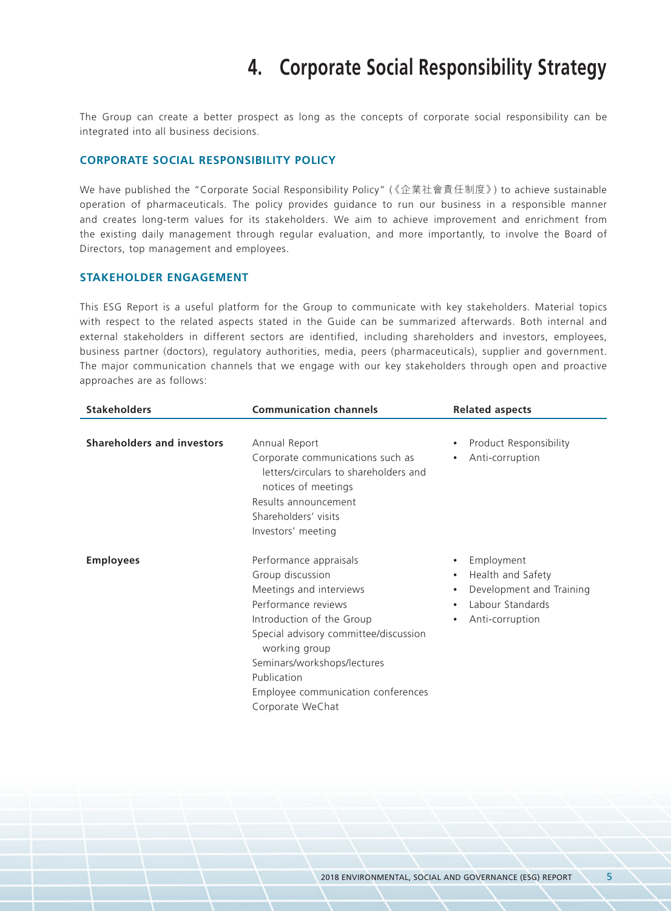# 4. Corporate Social Responsibility Strategy

The Group can create a better prospect as long as the concepts of corporate social responsibility can be integrated into all business decisions.

## CORPORATE SOCIAL RESPONSIBILITY POLICY

We have published the "Corporate Social Responsibility Policy" (《企業社會責任制度》) to achieve sustainable operation of pharmaceuticals. The policy provides guidance to run our business in a responsible manner and creates long-term values for its stakeholders. We aim to achieve improvement and enrichment from the existing daily management through regular evaluation, and more importantly, to involve the Board of Directors, top management and employees.

## STAKEHOLDER ENGAGEMENT

This ESG Report is a useful platform for the Group to communicate with key stakeholders. Material topics with respect to the related aspects stated in the Guide can be summarized afterwards. Both internal and external stakeholders in different sectors are identified, including shareholders and investors, employees, business partner (doctors), regulatory authorities, media, peers (pharmaceuticals), supplier and government. The major communication channels that we engage with our key stakeholders through open and proactive approaches are as follows:

| Stakeholders | Communication channels | Related aspects |
|---|---|---|
| **Shareholders and investors** | Annual Report<br>Corporate communications such as letters/circulars to shareholders and notices of meetings<br>Results announcement<br>Shareholders' visits<br>Investors' meeting | • Product Responsibility<br>• Anti-corruption |
| **Employees** | Performance appraisals<br>Group discussion<br>Meetings and interviews<br>Performance reviews<br>Introduction of the Group<br>Special advisory committee/discussion working group<br>Seminars/workshops/lectures<br>Publication<br>Employee communication conferences<br>Corporate WeChat | • Employment<br>• Health and Safety<br>• Development and Training<br>• Labour Standards<br>• Anti-corruption |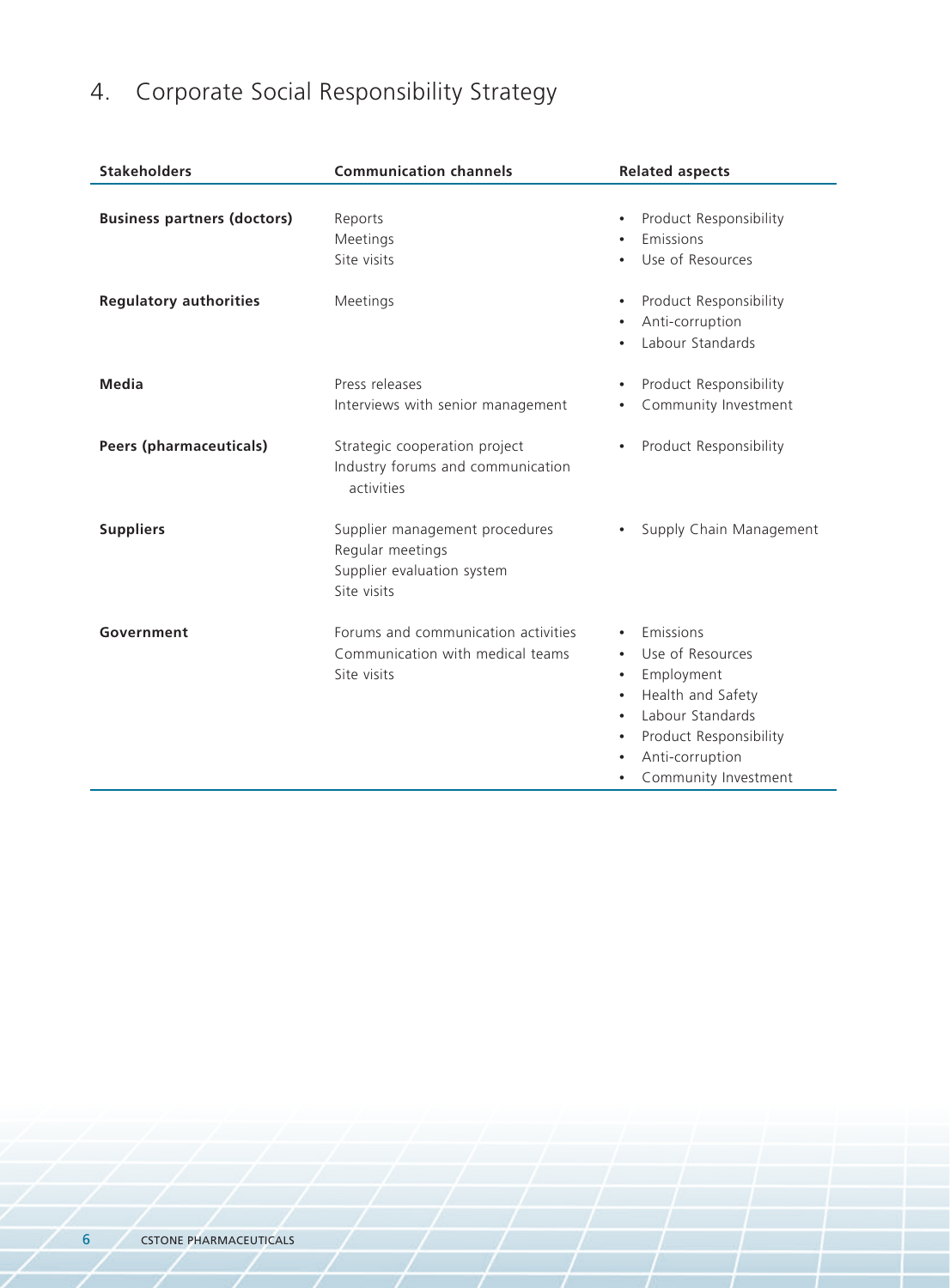## 4. Corporate Social Responsibility Strategy

| Stakeholders | Communication channels | Related aspects |
| --- | --- | --- |
| **Business partners (doctors)** | Reports<br>Meetings<br>Site visits | • Product Responsibility<br>• Emissions<br>• Use of Resources |
| **Regulatory authorities** | Meetings | • Product Responsibility<br>• Anti-corruption<br>• Labour Standards |
| **Media** | Press releases<br>Interviews with senior management | • Product Responsibility<br>• Community Investment |
| **Peers (pharmaceuticals)** | Strategic cooperation project<br>Industry forums and communication activities | • Product Responsibility |
| **Suppliers** | Supplier management procedures<br>Regular meetings<br>Supplier evaluation system<br>Site visits | • Supply Chain Management |
| **Government** | Forums and communication activities<br>Communication with medical teams<br>Site visits | • Emissions<br>• Use of Resources<br>• Employment<br>• Health and Safety<br>• Labour Standards<br>• Product Responsibility<br>• Anti-corruption<br>• Community Investment |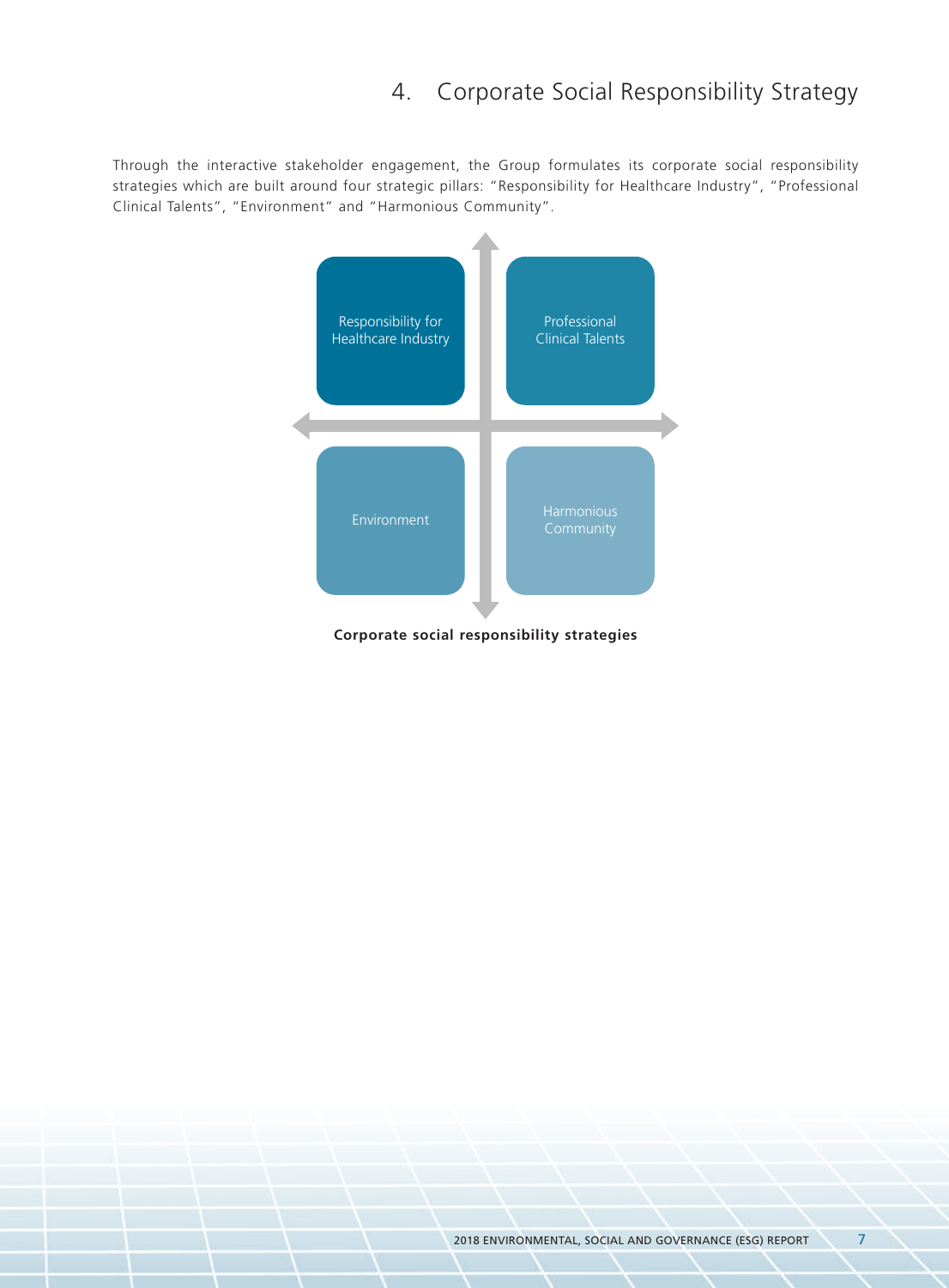# 4. Corporate Social Responsibility Strategy

Through the interactive stakeholder engagement, the Group formulates its corporate social responsibility strategies which are built around four strategic pillars: "Responsibility for Healthcare Industry", "Professional Clinical Talents", "Environment" and "Harmonious Community".

Responsibility for Healthcare Industry

Professional Clinical Talents

Environment

Harmonious Community

**Corporate social responsibility strategies**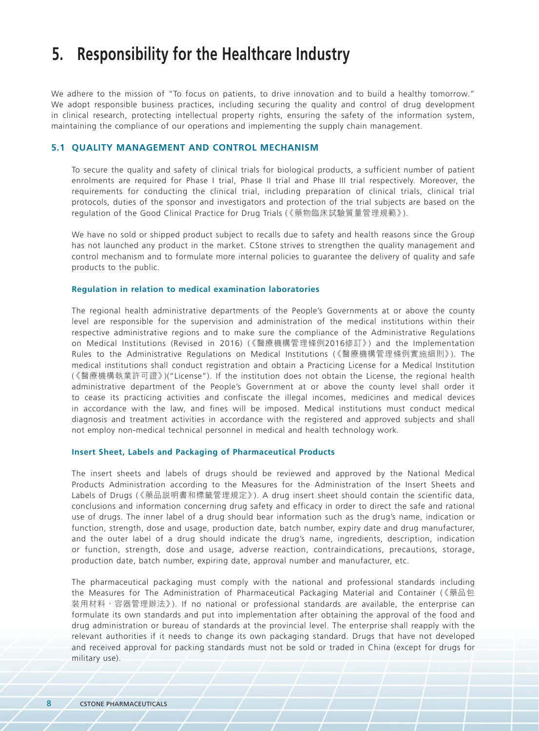# 5. Responsibility for the Healthcare Industry

We adhere to the mission of "To focus on patients, to drive innovation and to build a healthy tomorrow." We adopt responsible business practices, including securing the quality and control of drug development in clinical research, protecting intellectual property rights, ensuring the safety of the information system, maintaining the compliance of our operations and implementing the supply chain management.

## 5.1 QUALITY MANAGEMENT AND CONTROL MECHANISM

To secure the quality and safety of clinical trials for biological products, a sufficient number of patient enrolments are required for Phase I trial, Phase II trial and Phase III trial respectively. Moreover, the requirements for conducting the clinical trial, including preparation of clinical trials, clinical trial protocols, duties of the sponsor and investigators and protection of the trial subjects are based on the regulation of the Good Clinical Practice for Drug Trials (《藥物臨床試驗質量管理規範》).

We have no sold or shipped product subject to recalls due to safety and health reasons since the Group has not launched any product in the market. CStone strives to strengthen the quality management and control mechanism and to formulate more internal policies to guarantee the delivery of quality and safe products to the public.

### Regulation in relation to medical examination laboratories

The regional health administrative departments of the People's Governments at or above the county level are responsible for the supervision and administration of the medical institutions within their respective administrative regions and to make sure the compliance of the Administrative Regulations on Medical Institutions (Revised in 2016) (《醫療機構管理條例2016修訂》) and the Implementation Rules to the Administrative Regulations on Medical Institutions (《醫療機構管理條例實施細則》). The medical institutions shall conduct registration and obtain a Practicing License for a Medical Institution (《醫療機構執業許可證》)("License"). If the institution does not obtain the License, the regional health administrative department of the People's Government at or above the county level shall order it to cease its practicing activities and confiscate the illegal incomes, medicines and medical devices in accordance with the law, and fines will be imposed. Medical institutions must conduct medical diagnosis and treatment activities in accordance with the registered and approved subjects and shall not employ non-medical technical personnel in medical and health technology work.

### Insert Sheet, Labels and Packaging of Pharmaceutical Products

The insert sheets and labels of drugs should be reviewed and approved by the National Medical Products Administration according to the Measures for the Administration of the Insert Sheets and Labels of Drugs (《藥品說明書和標籤管理規定》). A drug insert sheet should contain the scientific data, conclusions and information concerning drug safety and efficacy in order to direct the safe and rational use of drugs. The inner label of a drug should bear information such as the drug's name, indication or function, strength, dose and usage, production date, batch number, expiry date and drug manufacturer, and the outer label of a drug should indicate the drug's name, ingredients, description, indication or function, strength, dose and usage, adverse reaction, contraindications, precautions, storage, production date, batch number, expiring date, approval number and manufacturer, etc.

The pharmaceutical packaging must comply with the national and professional standards including the Measures for The Administration of Pharmaceutical Packaging Material and Container (《藥品包裝用材料、容器管理辦法》). If no national or professional standards are available, the enterprise can formulate its own standards and put into implementation after obtaining the approval of the food and drug administration or bureau of standards at the provincial level. The enterprise shall reapply with the relevant authorities if it needs to change its own packaging standard. Drugs that have not developed and received approval for packing standards must not be sold or traded in China (except for drugs for military use).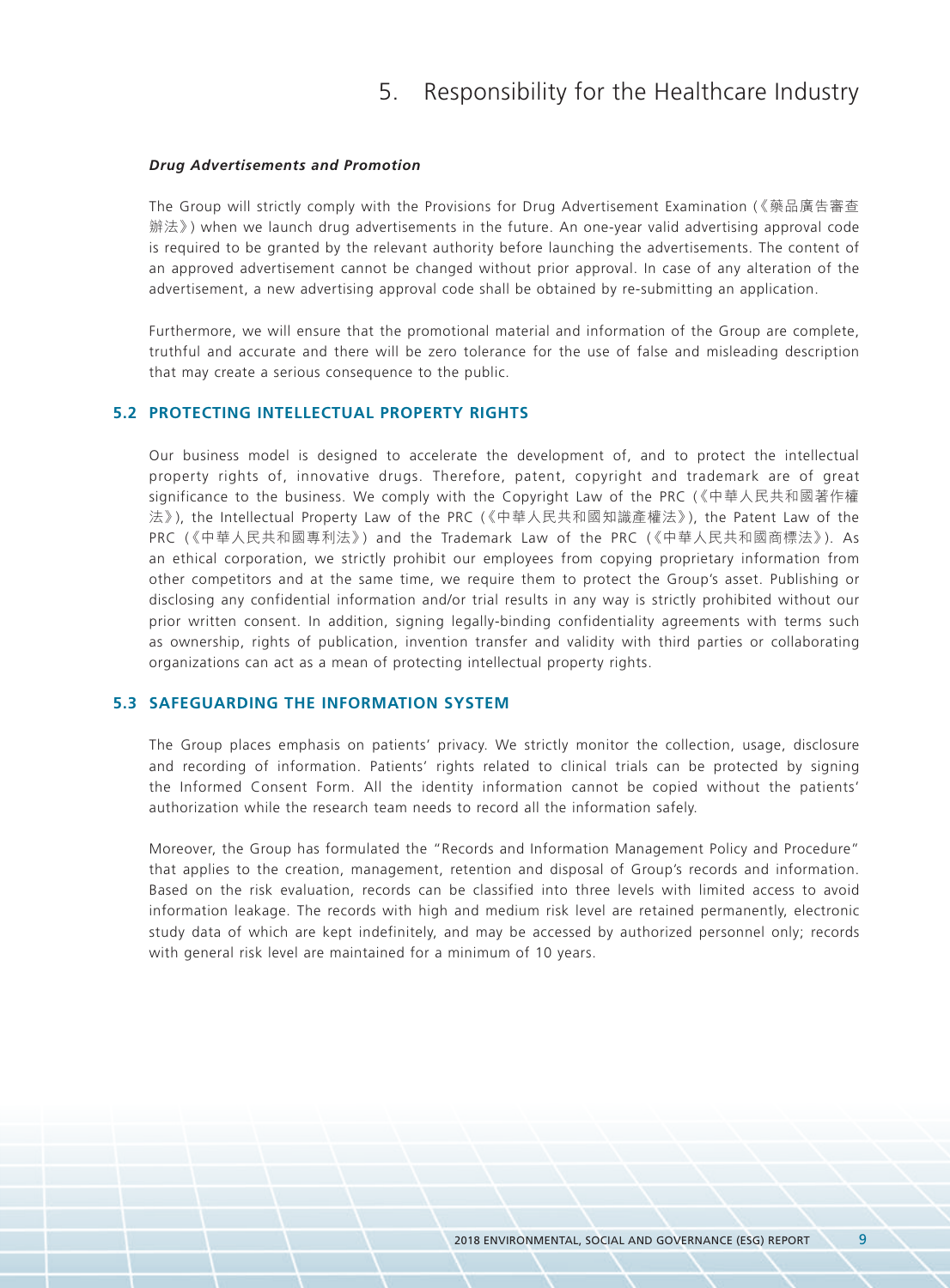### *Drug Advertisements and Promotion*

The Group will strictly comply with the Provisions for Drug Advertisement Examination (《藥品廣告審查辦法》) when we launch drug advertisements in the future. An one-year valid advertising approval code is required to be granted by the relevant authority before launching the advertisements. The content of an approved advertisement cannot be changed without prior approval. In case of any alteration of the advertisement, a new advertising approval code shall be obtained by re-submitting an application.

Furthermore, we will ensure that the promotional material and information of the Group are complete, truthful and accurate and there will be zero tolerance for the use of false and misleading description that may create a serious consequence to the public.

## 5.2 PROTECTING INTELLECTUAL PROPERTY RIGHTS

Our business model is designed to accelerate the development of, and to protect the intellectual property rights of, innovative drugs. Therefore, patent, copyright and trademark are of great significance to the business. We comply with the Copyright Law of the PRC (《中華人民共和國著作權法》), the Intellectual Property Law of the PRC (《中華人民共和國知識產權法》), the Patent Law of the PRC (《中華人民共和國專利法》) and the Trademark Law of the PRC (《中華人民共和國商標法》). As an ethical corporation, we strictly prohibit our employees from copying proprietary information from other competitors and at the same time, we require them to protect the Group's asset. Publishing or disclosing any confidential information and/or trial results in any way is strictly prohibited without our prior written consent. In addition, signing legally-binding confidentiality agreements with terms such as ownership, rights of publication, invention transfer and validity with third parties or collaborating organizations can act as a mean of protecting intellectual property rights.

## 5.3 SAFEGUARDING THE INFORMATION SYSTEM

The Group places emphasis on patients' privacy. We strictly monitor the collection, usage, disclosure and recording of information. Patients' rights related to clinical trials can be protected by signing the Informed Consent Form. All the identity information cannot be copied without the patients' authorization while the research team needs to record all the information safely.

Moreover, the Group has formulated the "Records and Information Management Policy and Procedure" that applies to the creation, management, retention and disposal of Group's records and information. Based on the risk evaluation, records can be classified into three levels with limited access to avoid information leakage. The records with high and medium risk level are retained permanently, electronic study data of which are kept indefinitely, and may be accessed by authorized personnel only; records with general risk level are maintained for a minimum of 10 years.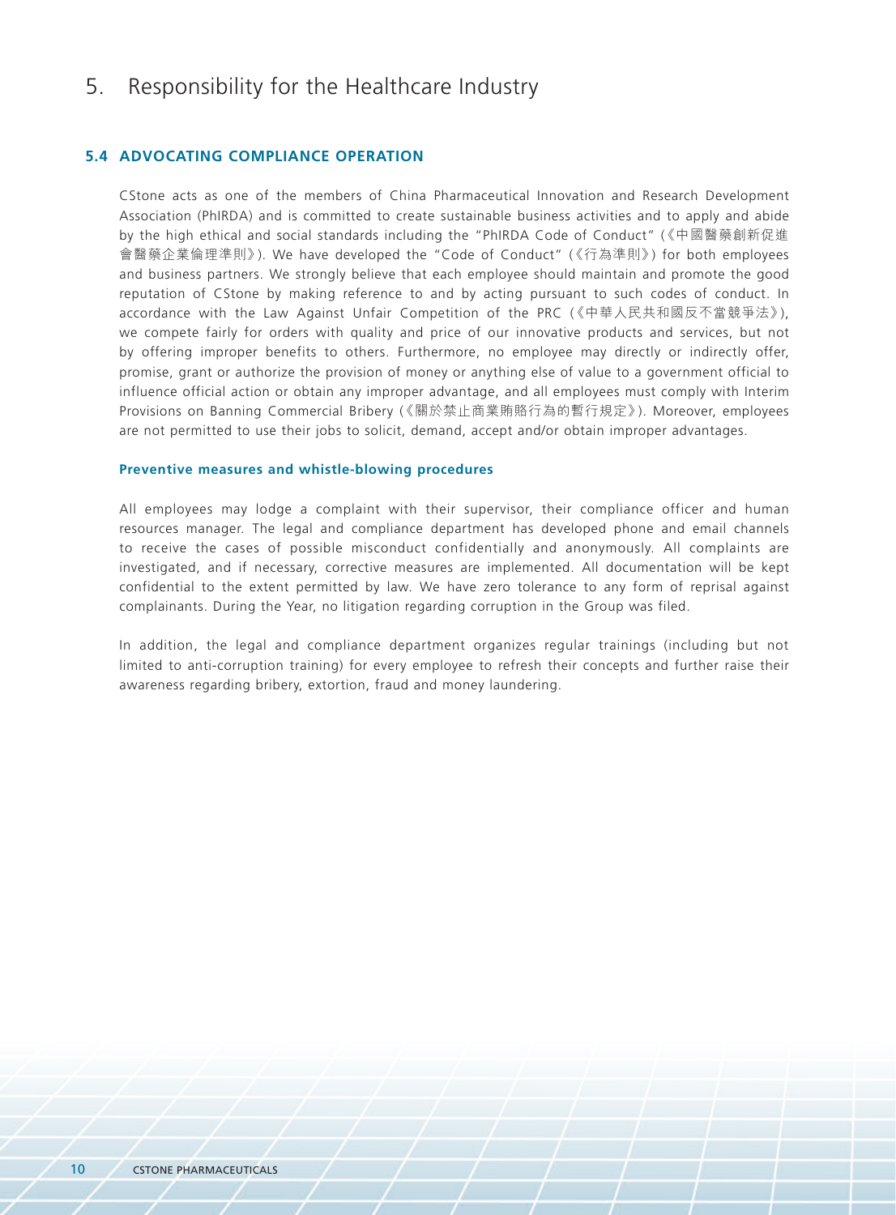# 5. Responsibility for the Healthcare Industry

## 5.4 ADVOCATING COMPLIANCE OPERATION

CStone acts as one of the members of China Pharmaceutical Innovation and Research Development Association (PhIRDA) and is committed to create sustainable business activities and to apply and abide by the high ethical and social standards including the "PhIRDA Code of Conduct" (《中國醫藥創新促進會醫藥企業倫理準則》). We have developed the "Code of Conduct" (《行為準則》) for both employees and business partners. We strongly believe that each employee should maintain and promote the good reputation of CStone by making reference to and by acting pursuant to such codes of conduct. In accordance with the Law Against Unfair Competition of the PRC (《中華人民共和國反不當競爭法》), we compete fairly for orders with quality and price of our innovative products and services, but not by offering improper benefits to others. Furthermore, no employee may directly or indirectly offer, promise, grant or authorize the provision of money or anything else of value to a government official to influence official action or obtain any improper advantage, and all employees must comply with Interim Provisions on Banning Commercial Bribery (《關於禁止商業賄賂行為的暫行規定》). Moreover, employees are not permitted to use their jobs to solicit, demand, accept and/or obtain improper advantages.

### Preventive measures and whistle-blowing procedures

All employees may lodge a complaint with their supervisor, their compliance officer and human resources manager. The legal and compliance department has developed phone and email channels to receive the cases of possible misconduct confidentially and anonymously. All complaints are investigated, and if necessary, corrective measures are implemented. All documentation will be kept confidential to the extent permitted by law. We have zero tolerance to any form of reprisal against complainants. During the Year, no litigation regarding corruption in the Group was filed.

In addition, the legal and compliance department organizes regular trainings (including but not limited to anti-corruption training) for every employee to refresh their concepts and further raise their awareness regarding bribery, extortion, fraud and money laundering.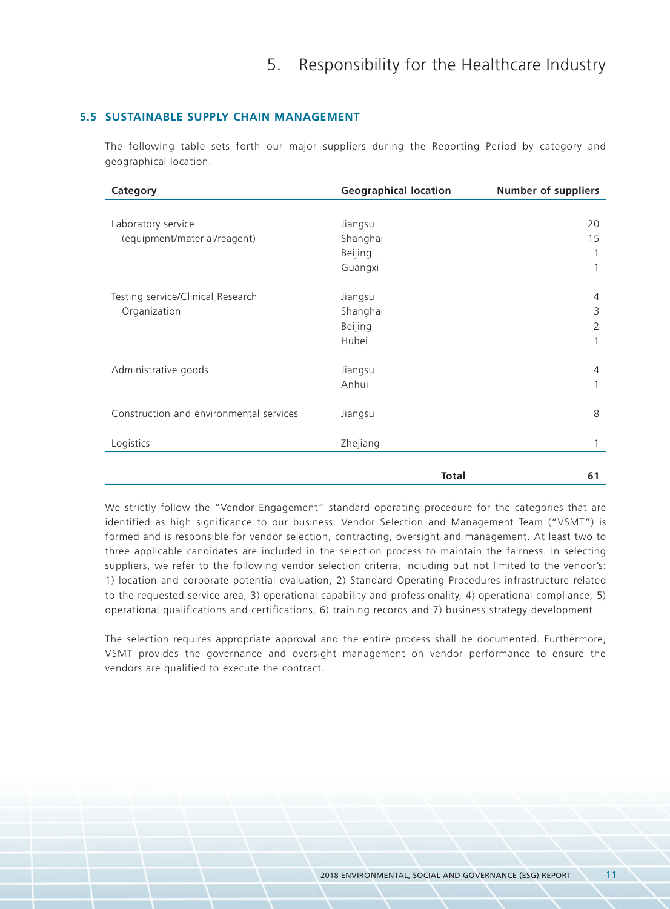# 5. Responsibility for the Healthcare Industry

### 5.5 SUSTAINABLE SUPPLY CHAIN MANAGEMENT

The following table sets forth our major suppliers during the Reporting Period by category and geographical location.

| Category | Geographical location | Number of suppliers |
|---|---|---|
| Laboratory service (equipment/material/reagent) | Jiangsu | 20 |
| | Shanghai | 15 |
| | Beijing | 1 |
| | Guangxi | 1 |
| Testing service/Clinical Research Organization | Jiangsu | 4 |
| | Shanghai | 3 |
| | Beijing | 2 |
| | Hubei | 1 |
| Administrative goods | Jiangsu | 4 |
| | Anhui | 1 |
| Construction and environmental services | Jiangsu | 8 |
| Logistics | Zhejiang | 1 |
| | **Total** | **61** |

We strictly follow the "Vendor Engagement" standard operating procedure for the categories that are identified as high significance to our business. Vendor Selection and Management Team ("VSMT") is formed and is responsible for vendor selection, contracting, oversight and management. At least two to three applicable candidates are included in the selection process to maintain the fairness. In selecting suppliers, we refer to the following vendor selection criteria, including but not limited to the vendor's: 1) location and corporate potential evaluation, 2) Standard Operating Procedures infrastructure related to the requested service area, 3) operational capability and professionality, 4) operational compliance, 5) operational qualifications and certifications, 6) training records and 7) business strategy development.

The selection requires appropriate approval and the entire process shall be documented. Furthermore, VSMT provides the governance and oversight management on vendor performance to ensure the vendors are qualified to execute the contract.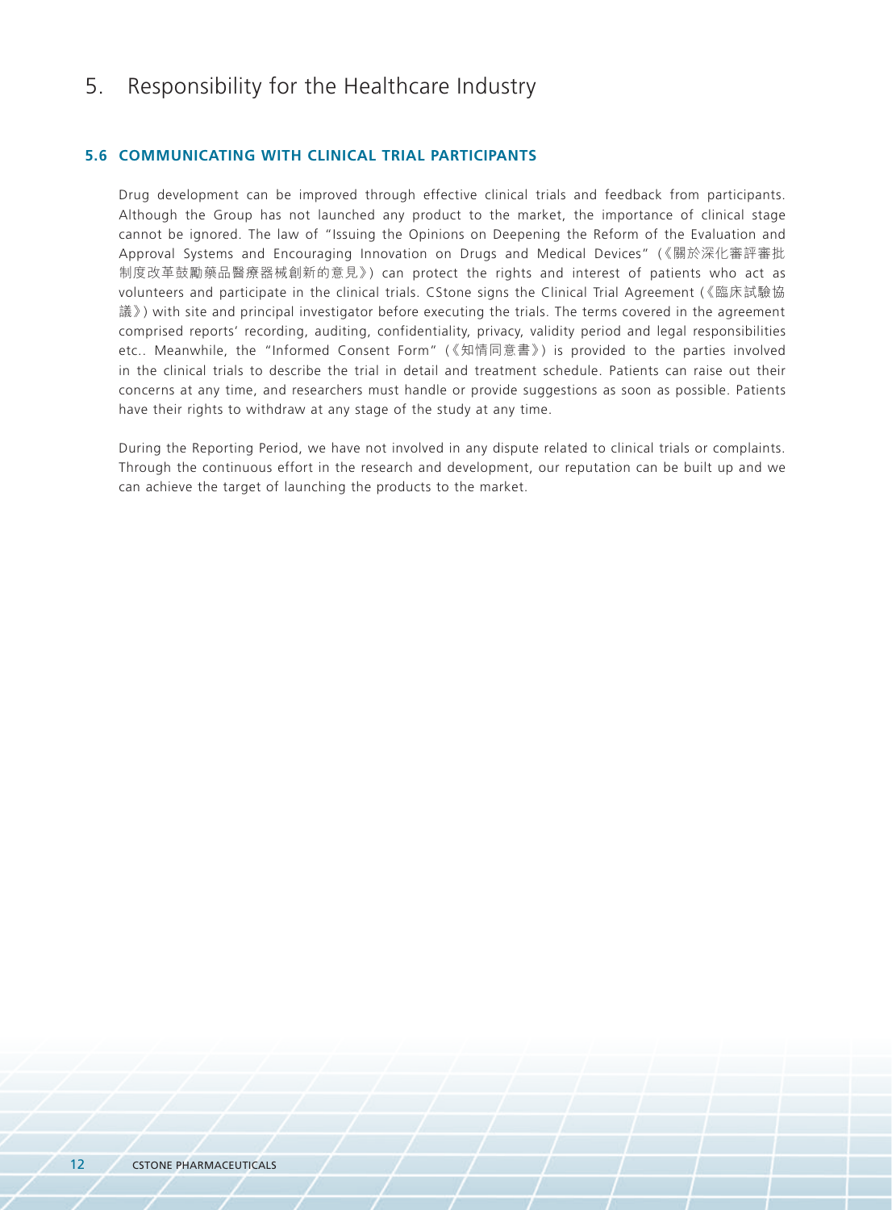# 5. Responsibility for the Healthcare Industry

## 5.6 COMMUNICATING WITH CLINICAL TRIAL PARTICIPANTS

Drug development can be improved through effective clinical trials and feedback from participants. Although the Group has not launched any product to the market, the importance of clinical stage cannot be ignored. The law of "Issuing the Opinions on Deepening the Reform of the Evaluation and Approval Systems and Encouraging Innovation on Drugs and Medical Devices" (《關於深化審評審批制度改革鼓勵藥品醫療器械創新的意見》) can protect the rights and interest of patients who act as volunteers and participate in the clinical trials. CStone signs the Clinical Trial Agreement (《臨床試驗協議》) with site and principal investigator before executing the trials. The terms covered in the agreement comprised reports' recording, auditing, confidentiality, privacy, validity period and legal responsibilities etc.. Meanwhile, the "Informed Consent Form" (《知情同意書》) is provided to the parties involved in the clinical trials to describe the trial in detail and treatment schedule. Patients can raise out their concerns at any time, and researchers must handle or provide suggestions as soon as possible. Patients have their rights to withdraw at any stage of the study at any time.

During the Reporting Period, we have not involved in any dispute related to clinical trials or complaints. Through the continuous effort in the research and development, our reputation can be built up and we can achieve the target of launching the products to the market.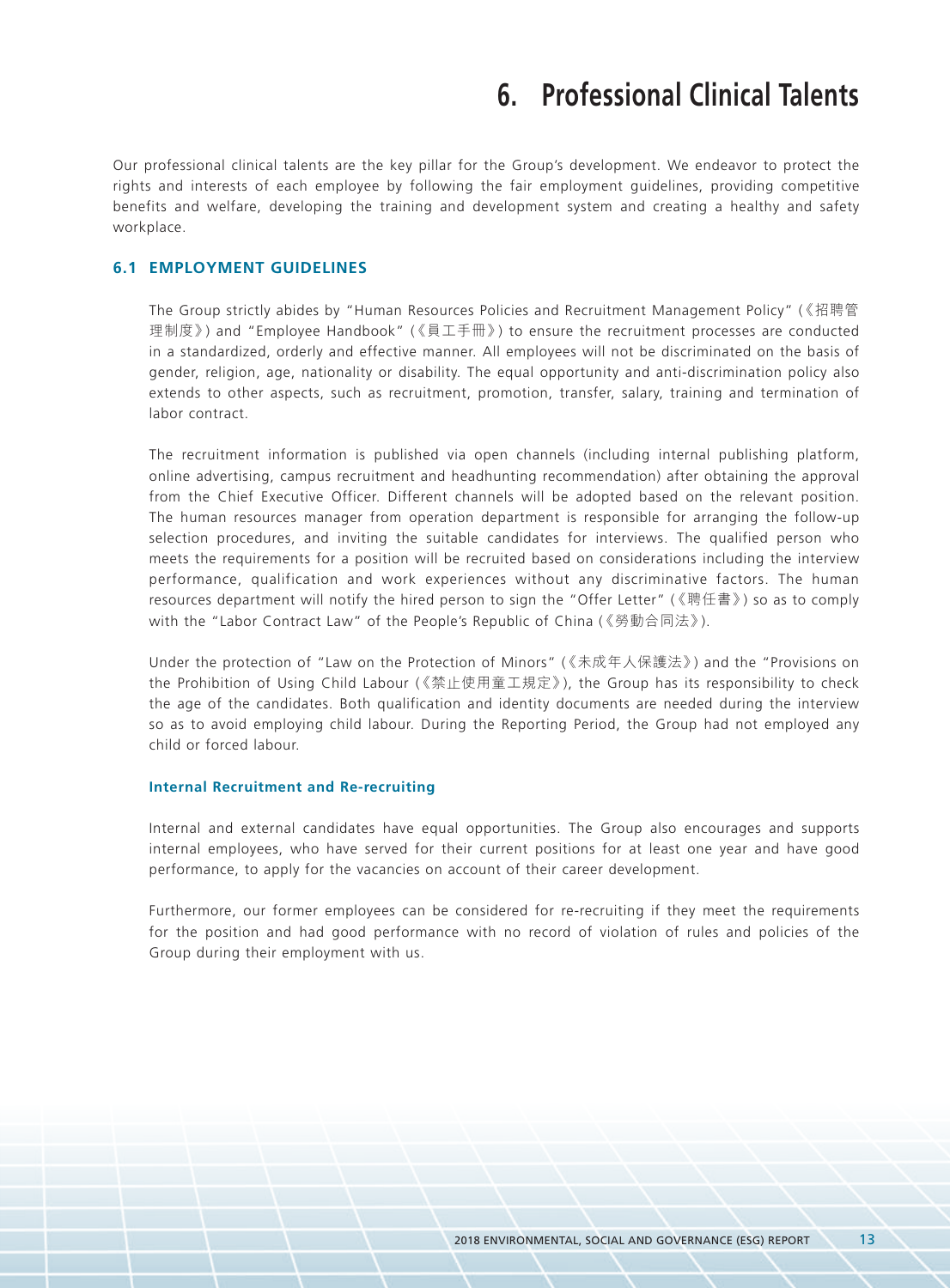# 6. Professional Clinical Talents

Our professional clinical talents are the key pillar for the Group's development. We endeavor to protect the rights and interests of each employee by following the fair employment guidelines, providing competitive benefits and welfare, developing the training and development system and creating a healthy and safety workplace.

## 6.1 EMPLOYMENT GUIDELINES

The Group strictly abides by "Human Resources Policies and Recruitment Management Policy" (《招聘管理制度》) and "Employee Handbook" (《員工手冊》) to ensure the recruitment processes are conducted in a standardized, orderly and effective manner. All employees will not be discriminated on the basis of gender, religion, age, nationality or disability. The equal opportunity and anti-discrimination policy also extends to other aspects, such as recruitment, promotion, transfer, salary, training and termination of labor contract.

The recruitment information is published via open channels (including internal publishing platform, online advertising, campus recruitment and headhunting recommendation) after obtaining the approval from the Chief Executive Officer. Different channels will be adopted based on the relevant position. The human resources manager from operation department is responsible for arranging the follow-up selection procedures, and inviting the suitable candidates for interviews. The qualified person who meets the requirements for a position will be recruited based on considerations including the interview performance, qualification and work experiences without any discriminative factors. The human resources department will notify the hired person to sign the "Offer Letter" (《聘任書》) so as to comply with the "Labor Contract Law" of the People's Republic of China (《勞動合同法》).

Under the protection of "Law on the Protection of Minors" (《未成年人保護法》) and the "Provisions on the Prohibition of Using Child Labour (《禁止使用童工規定》), the Group has its responsibility to check the age of the candidates. Both qualification and identity documents are needed during the interview so as to avoid employing child labour. During the Reporting Period, the Group had not employed any child or forced labour.

### Internal Recruitment and Re-recruiting

Internal and external candidates have equal opportunities. The Group also encourages and supports internal employees, who have served for their current positions for at least one year and have good performance, to apply for the vacancies on account of their career development.

Furthermore, our former employees can be considered for re-recruiting if they meet the requirements for the position and had good performance with no record of violation of rules and policies of the Group during their employment with us.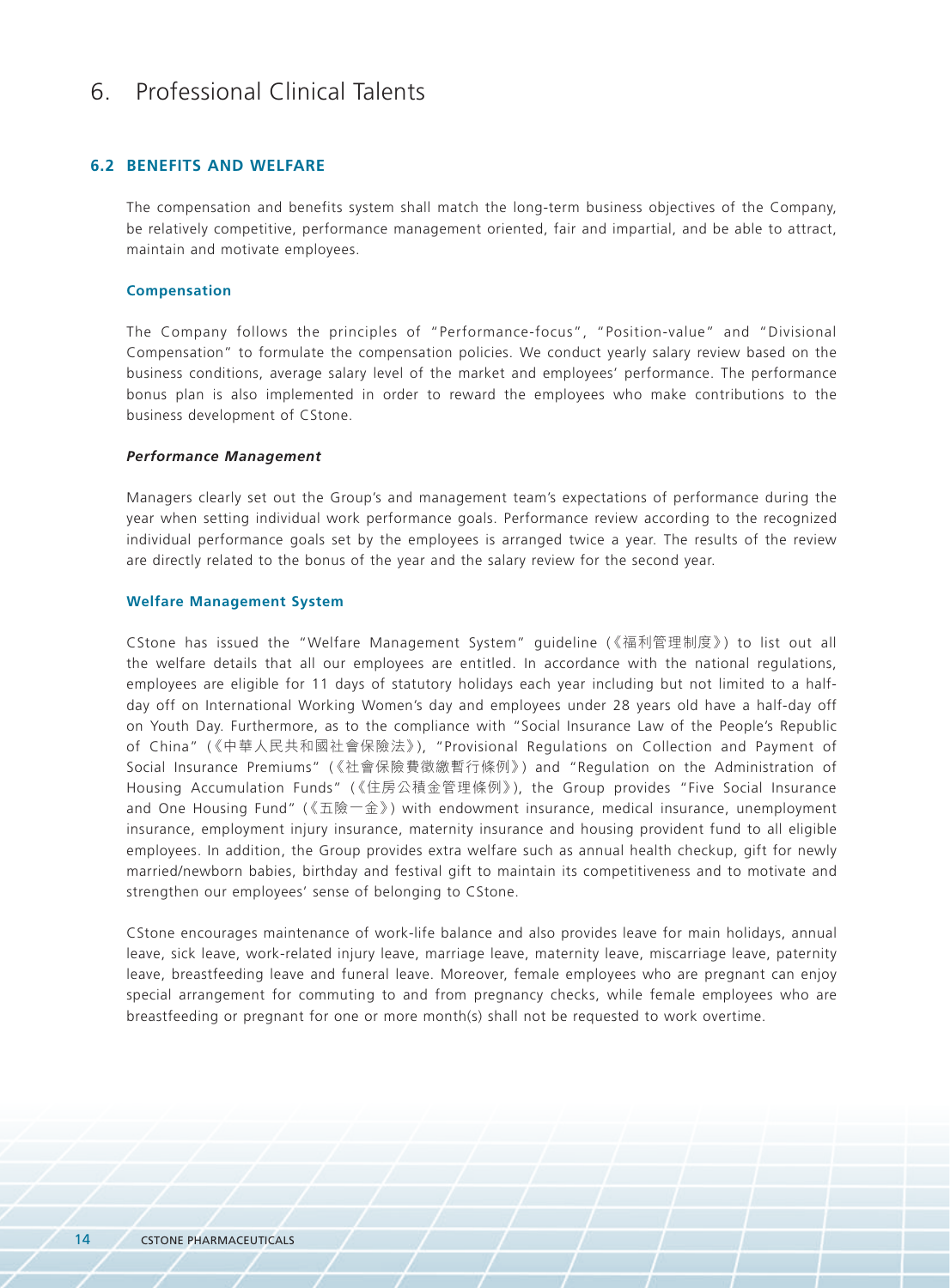# 6. Professional Clinical Talents

## 6.2 BENEFITS AND WELFARE

The compensation and benefits system shall match the long-term business objectives of the Company, be relatively competitive, performance management oriented, fair and impartial, and be able to attract, maintain and motivate employees.

### Compensation

The Company follows the principles of "Performance-focus", "Position-value" and "Divisional Compensation" to formulate the compensation policies. We conduct yearly salary review based on the business conditions, average salary level of the market and employees' performance. The performance bonus plan is also implemented in order to reward the employees who make contributions to the business development of CStone.

#### *Performance Management*

Managers clearly set out the Group's and management team's expectations of performance during the year when setting individual work performance goals. Performance review according to the recognized individual performance goals set by the employees is arranged twice a year. The results of the review are directly related to the bonus of the year and the salary review for the second year.

### Welfare Management System

CStone has issued the "Welfare Management System" guideline (《福利管理制度》) to list out all the welfare details that all our employees are entitled. In accordance with the national regulations, employees are eligible for 11 days of statutory holidays each year including but not limited to a half-day off on International Working Women's day and employees under 28 years old have a half-day off on Youth Day. Furthermore, as to the compliance with "Social Insurance Law of the People's Republic of China" (《中華人民共和國社會保險法》), "Provisional Regulations on Collection and Payment of Social Insurance Premiums" (《社會保險費徵繳暫行條例》) and "Regulation on the Administration of Housing Accumulation Funds" (《住房公積金管理條例》), the Group provides "Five Social Insurance and One Housing Fund" (《五險一金》) with endowment insurance, medical insurance, unemployment insurance, employment injury insurance, maternity insurance and housing provident fund to all eligible employees. In addition, the Group provides extra welfare such as annual health checkup, gift for newly married/newborn babies, birthday and festival gift to maintain its competitiveness and to motivate and strengthen our employees' sense of belonging to CStone.

CStone encourages maintenance of work-life balance and also provides leave for main holidays, annual leave, sick leave, work-related injury leave, marriage leave, maternity leave, miscarriage leave, paternity leave, breastfeeding leave and funeral leave. Moreover, female employees who are pregnant can enjoy special arrangement for commuting to and from pregnancy checks, while female employees who are breastfeeding or pregnant for one or more month(s) shall not be requested to work overtime.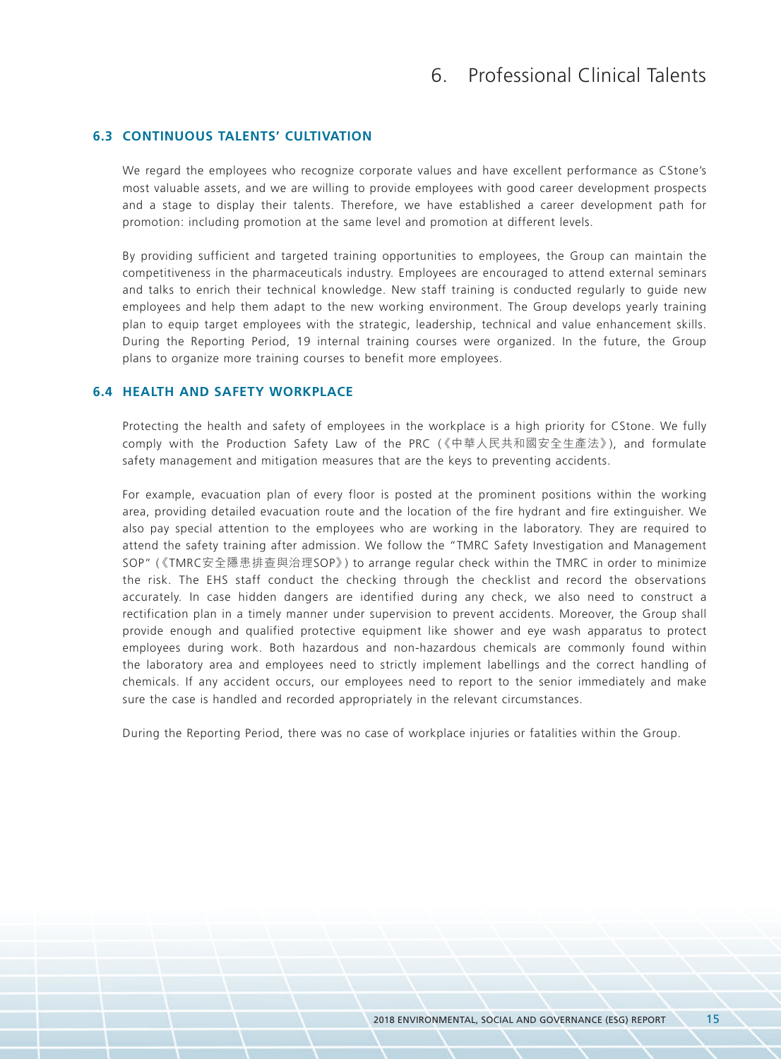### 6.3 CONTINUOUS TALENTS' CULTIVATION

We regard the employees who recognize corporate values and have excellent performance as CStone's most valuable assets, and we are willing to provide employees with good career development prospects and a stage to display their talents. Therefore, we have established a career development path for promotion: including promotion at the same level and promotion at different levels.

By providing sufficient and targeted training opportunities to employees, the Group can maintain the competitiveness in the pharmaceuticals industry. Employees are encouraged to attend external seminars and talks to enrich their technical knowledge. New staff training is conducted regularly to guide new employees and help them adapt to the new working environment. The Group develops yearly training plan to equip target employees with the strategic, leadership, technical and value enhancement skills. During the Reporting Period, 19 internal training courses were organized. In the future, the Group plans to organize more training courses to benefit more employees.

### 6.4 HEALTH AND SAFETY WORKPLACE

Protecting the health and safety of employees in the workplace is a high priority for CStone. We fully comply with the Production Safety Law of the PRC (《中華人民共和國安全生產法》), and formulate safety management and mitigation measures that are the keys to preventing accidents.

For example, evacuation plan of every floor is posted at the prominent positions within the working area, providing detailed evacuation route and the location of the fire hydrant and fire extinguisher. We also pay special attention to the employees who are working in the laboratory. They are required to attend the safety training after admission. We follow the "TMRC Safety Investigation and Management SOP" (《TMRC安全隱患排查與治理SOP》) to arrange regular check within the TMRC in order to minimize the risk. The EHS staff conduct the checking through the checklist and record the observations accurately. In case hidden dangers are identified during any check, we also need to construct a rectification plan in a timely manner under supervision to prevent accidents. Moreover, the Group shall provide enough and qualified protective equipment like shower and eye wash apparatus to protect employees during work. Both hazardous and non-hazardous chemicals are commonly found within the laboratory area and employees need to strictly implement labellings and the correct handling of chemicals. If any accident occurs, our employees need to report to the senior immediately and make sure the case is handled and recorded appropriately in the relevant circumstances.

During the Reporting Period, there was no case of workplace injuries or fatalities within the Group.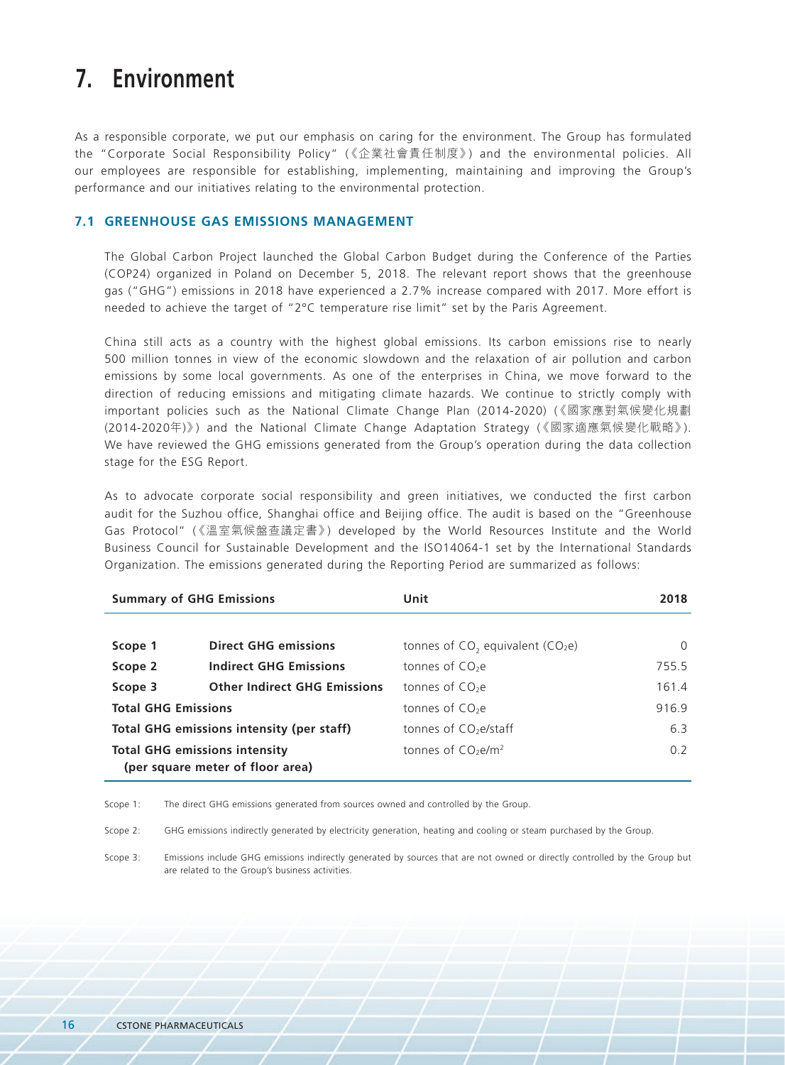# 7. Environment

As a responsible corporate, we put our emphasis on caring for the environment. The Group has formulated the "Corporate Social Responsibility Policy" (《企業社會責任制度》) and the environmental policies. All our employees are responsible for establishing, implementing, maintaining and improving the Group's performance and our initiatives relating to the environmental protection.

### 7.1 GREENHOUSE GAS EMISSIONS MANAGEMENT

The Global Carbon Project launched the Global Carbon Budget during the Conference of the Parties (COP24) organized in Poland on December 5, 2018. The relevant report shows that the greenhouse gas ("GHG") emissions in 2018 have experienced a 2.7% increase compared with 2017. More effort is needed to achieve the target of "2°C temperature rise limit" set by the Paris Agreement.

China still acts as a country with the highest global emissions. Its carbon emissions rise to nearly 500 million tonnes in view of the economic slowdown and the relaxation of air pollution and carbon emissions by some local governments. As one of the enterprises in China, we move forward to the direction of reducing emissions and mitigating climate hazards. We continue to strictly comply with important policies such as the National Climate Change Plan (2014-2020) (《國家應對氣候變化規劃(2014-2020年)》) and the National Climate Change Adaptation Strategy (《國家適應氣候變化戰略》). We have reviewed the GHG emissions generated from the Group's operation during the data collection stage for the ESG Report.

As to advocate corporate social responsibility and green initiatives, we conducted the first carbon audit for the Suzhou office, Shanghai office and Beijing office. The audit is based on the "Greenhouse Gas Protocol" (《溫室氣候盤查議定書》) developed by the World Resources Institute and the World Business Council for Sustainable Development and the ISO14064-1 set by the International Standards Organization. The emissions generated during the Reporting Period are summarized as follows:

| Summary of GHG Emissions | | Unit | 2018 |
|---|---|---|---|
| **Scope 1** | **Direct GHG emissions** | tonnes of $CO_2$ equivalent ($CO_2e$) | 0 |
| **Scope 2** | **Indirect GHG Emissions** | tonnes of $CO_2e$ | 755.5 |
| **Scope 3** | **Other Indirect GHG Emissions** | tonnes of $CO_2e$ | 161.4 |
| **Total GHG Emissions** | | tonnes of $CO_2e$ | 916.9 |
| **Total GHG emissions intensity (per staff)** | | tonnes of $CO_2e$/staff | 6.3 |
| **Total GHG emissions intensity (per square meter of floor area)** | | tonnes of $CO_2e/m^2$ | 0.2 |

Scope 1: The direct GHG emissions generated from sources owned and controlled by the Group.

Scope 2: GHG emissions indirectly generated by electricity generation, heating and cooling or steam purchased by the Group.

Scope 3: Emissions include GHG emissions indirectly generated by sources that are not owned or directly controlled by the Group but are related to the Group's business activities.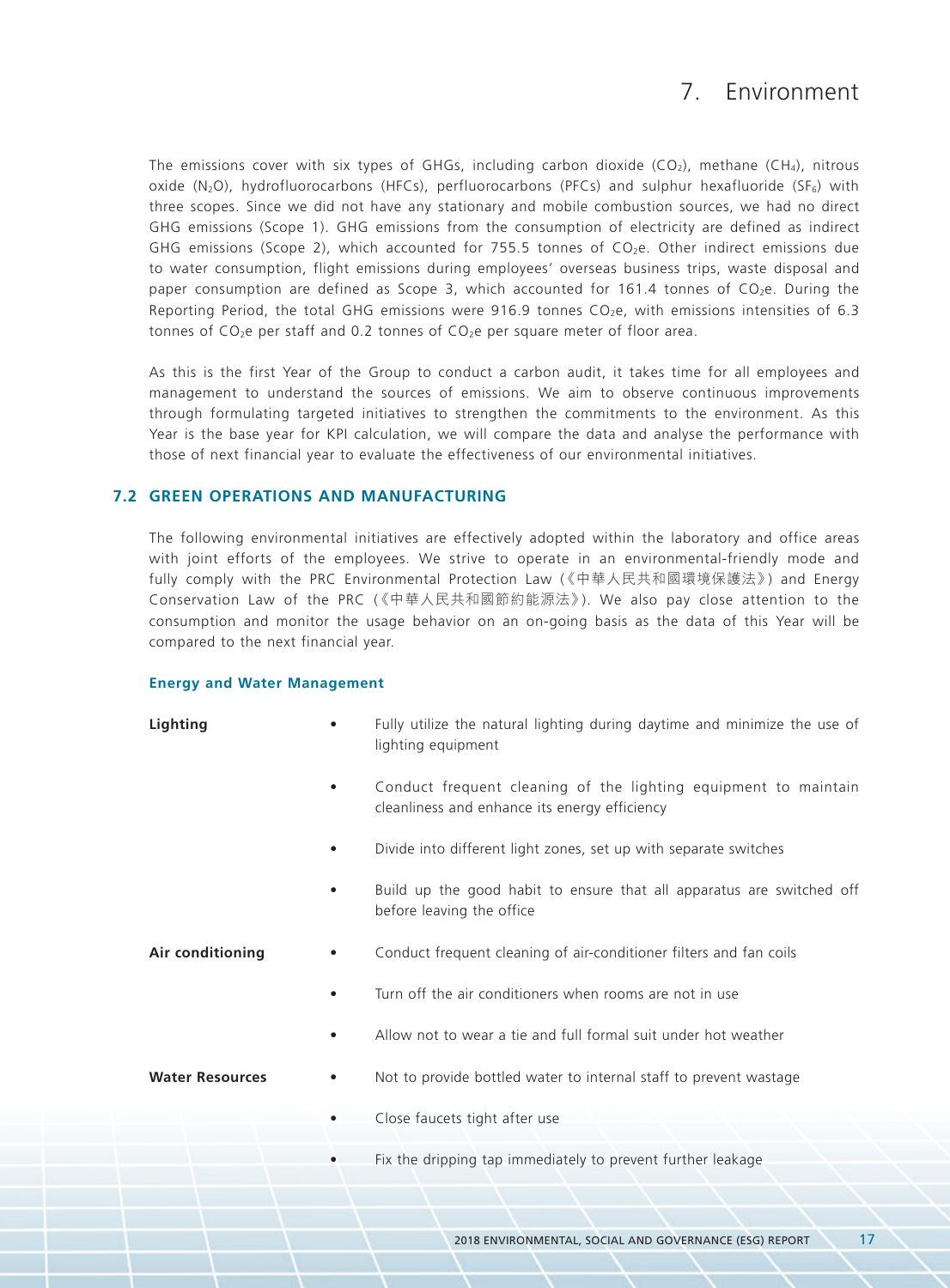The emissions cover with six types of GHGs, including carbon dioxide ($CO_2$), methane ($CH_4$), nitrous oxide ($N_2O$), hydrofluorocarbons (HFCs), perfluorocarbons (PFCs) and sulphur hexafluoride ($SF_6$) with three scopes. Since we did not have any stationary and mobile combustion sources, we had no direct GHG emissions (Scope 1). GHG emissions from the consumption of electricity are defined as indirect GHG emissions (Scope 2), which accounted for 755.5 tonnes of $CO_2$e. Other indirect emissions due to water consumption, flight emissions during employees' overseas business trips, waste disposal and paper consumption are defined as Scope 3, which accounted for 161.4 tonnes of $CO_2$e. During the Reporting Period, the total GHG emissions were 916.9 tonnes $CO_2$e, with emissions intensities of 6.3 tonnes of $CO_2$e per staff and 0.2 tonnes of $CO_2$e per square meter of floor area.

As this is the first Year of the Group to conduct a carbon audit, it takes time for all employees and management to understand the sources of emissions. We aim to observe continuous improvements through formulating targeted initiatives to strengthen the commitments to the environment. As this Year is the base year for KPI calculation, we will compare the data and analyse the performance with those of next financial year to evaluate the effectiveness of our environmental initiatives.

### 7.2 GREEN OPERATIONS AND MANUFACTURING

The following environmental initiatives are effectively adopted within the laboratory and office areas with joint efforts of the employees. We strive to operate in an environmental-friendly mode and fully comply with the PRC Environmental Protection Law (《中華人民共和國環境保護法》) and Energy Conservation Law of the PRC (《中華人民共和國節約能源法》). We also pay close attention to the consumption and monitor the usage behavior on an on-going basis as the data of this Year will be compared to the next financial year.

#### Energy and Water Management

**Lighting**

- Fully utilize the natural lighting during daytime and minimize the use of lighting equipment
- Conduct frequent cleaning of the lighting equipment to maintain cleanliness and enhance its energy efficiency
- Divide into different light zones, set up with separate switches
- Build up the good habit to ensure that all apparatus are switched off before leaving the office

**Air conditioning**

- Conduct frequent cleaning of air-conditioner filters and fan coils
- Turn off the air conditioners when rooms are not in use
- Allow not to wear a tie and full formal suit under hot weather

**Water Resources**

- Not to provide bottled water to internal staff to prevent wastage
- Close faucets tight after use
- Fix the dripping tap immediately to prevent further leakage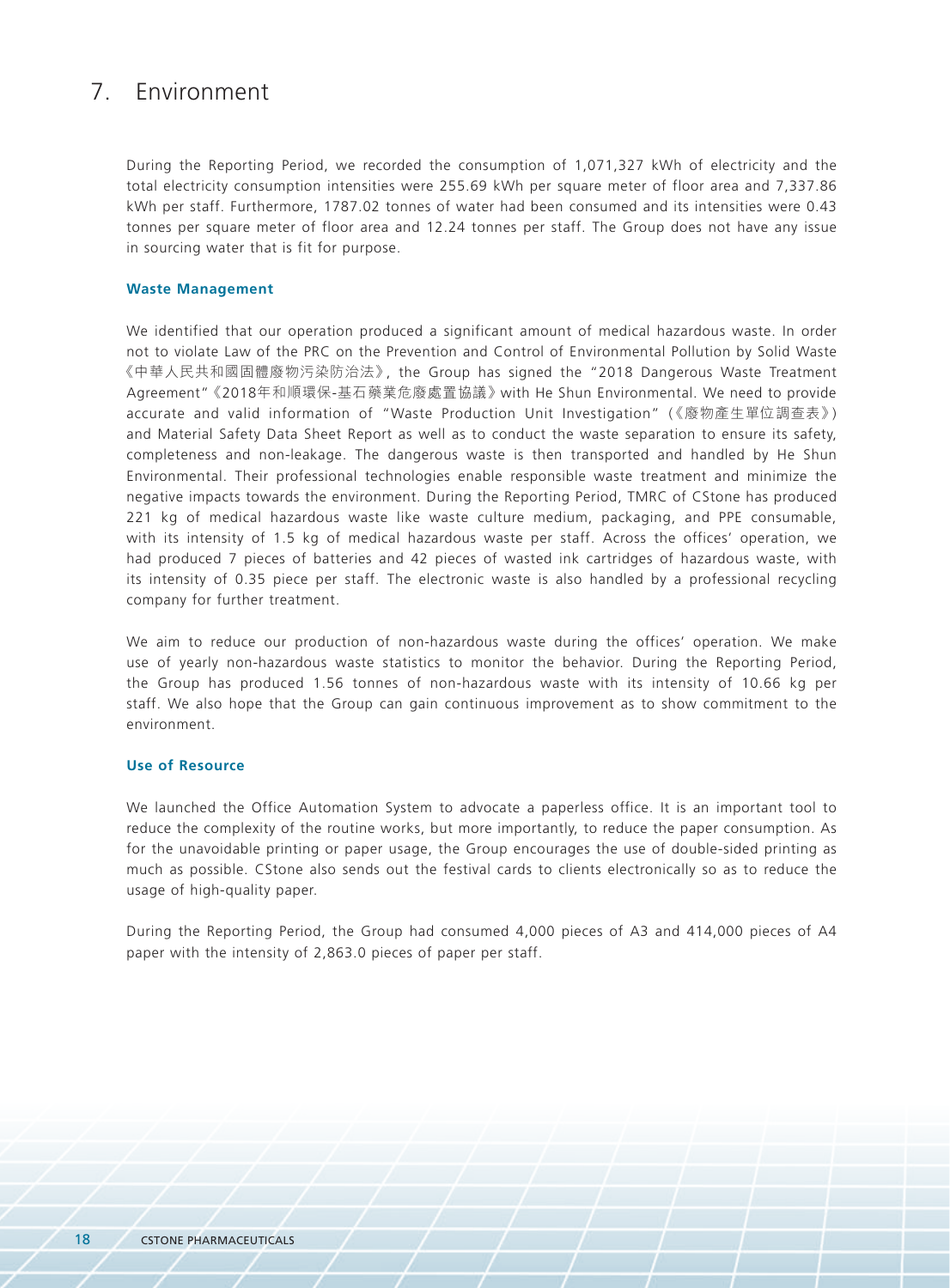# 7. Environment

During the Reporting Period, we recorded the consumption of 1,071,327 kWh of electricity and the total electricity consumption intensities were 255.69 kWh per square meter of floor area and 7,337.86 kWh per staff. Furthermore, 1787.02 tonnes of water had been consumed and its intensities were 0.43 tonnes per square meter of floor area and 12.24 tonnes per staff. The Group does not have any issue in sourcing water that is fit for purpose.

### Waste Management

We identified that our operation produced a significant amount of medical hazardous waste. In order not to violate Law of the PRC on the Prevention and Control of Environmental Pollution by Solid Waste 《中華人民共和國固體廢物污染防治法》, the Group has signed the "2018 Dangerous Waste Treatment Agreement"《2018年和順環保-基石藥業危廢處置協議》with He Shun Environmental. We need to provide accurate and valid information of "Waste Production Unit Investigation" (《廢物產生單位調查表》) and Material Safety Data Sheet Report as well as to conduct the waste separation to ensure its safety, completeness and non-leakage. The dangerous waste is then transported and handled by He Shun Environmental. Their professional technologies enable responsible waste treatment and minimize the negative impacts towards the environment. During the Reporting Period, TMRC of CStone has produced 221 kg of medical hazardous waste like waste culture medium, packaging, and PPE consumable, with its intensity of 1.5 kg of medical hazardous waste per staff. Across the offices' operation, we had produced 7 pieces of batteries and 42 pieces of wasted ink cartridges of hazardous waste, with its intensity of 0.35 piece per staff. The electronic waste is also handled by a professional recycling company for further treatment.

We aim to reduce our production of non-hazardous waste during the offices' operation. We make use of yearly non-hazardous waste statistics to monitor the behavior. During the Reporting Period, the Group has produced 1.56 tonnes of non-hazardous waste with its intensity of 10.66 kg per staff. We also hope that the Group can gain continuous improvement as to show commitment to the environment.

### Use of Resource

We launched the Office Automation System to advocate a paperless office. It is an important tool to reduce the complexity of the routine works, but more importantly, to reduce the paper consumption. As for the unavoidable printing or paper usage, the Group encourages the use of double-sided printing as much as possible. CStone also sends out the festival cards to clients electronically so as to reduce the usage of high-quality paper.

During the Reporting Period, the Group had consumed 4,000 pieces of A3 and 414,000 pieces of A4 paper with the intensity of 2,863.0 pieces of paper per staff.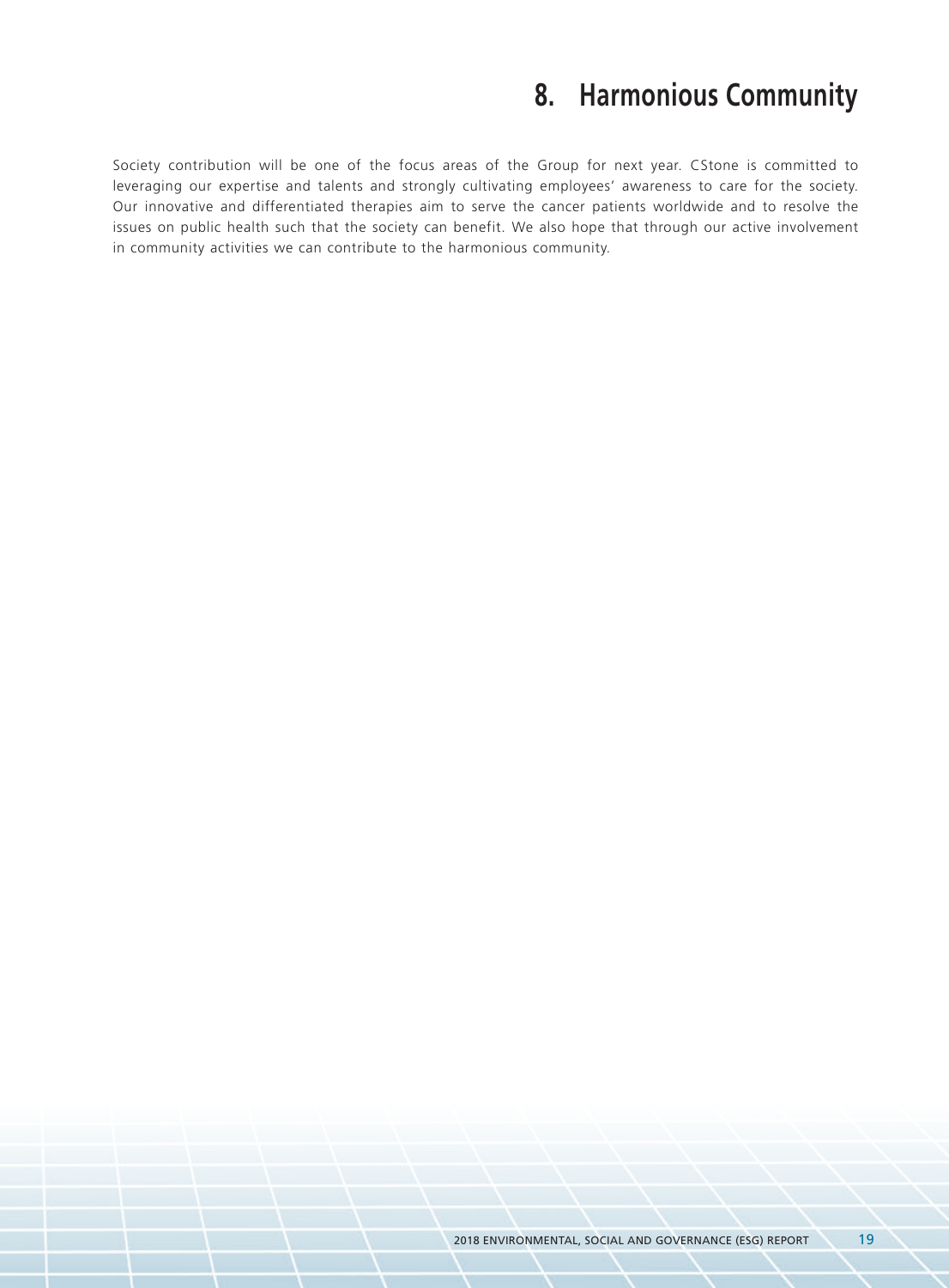# 8. Harmonious Community

Society contribution will be one of the focus areas of the Group for next year. CStone is committed to leveraging our expertise and talents and strongly cultivating employees' awareness to care for the society. Our innovative and differentiated therapies aim to serve the cancer patients worldwide and to resolve the issues on public health such that the society can benefit. We also hope that through our active involvement in community activities we can contribute to the harmonious community.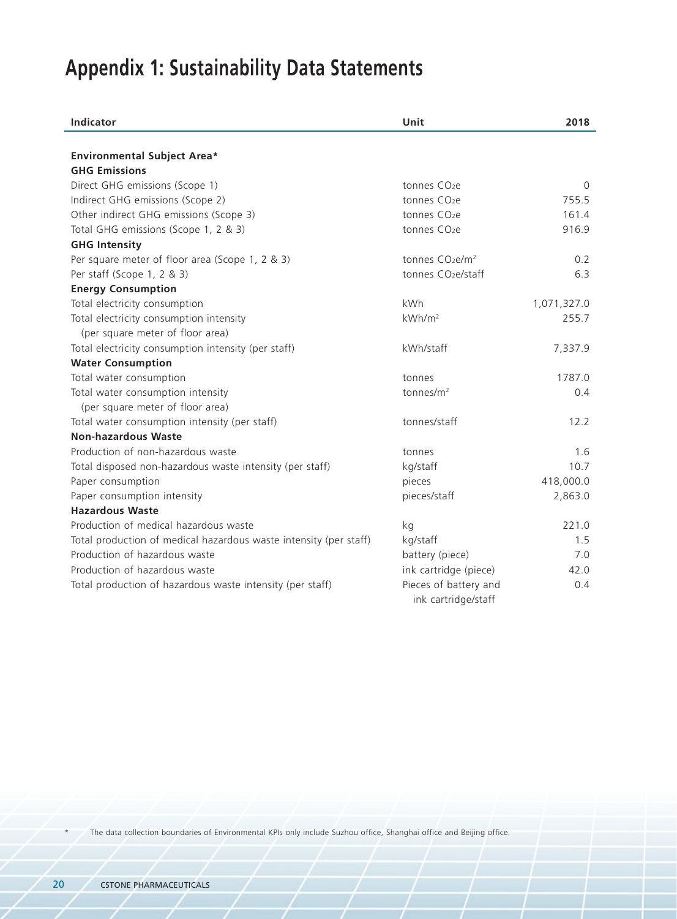# Appendix 1: Sustainability Data Statements

| Indicator | Unit | 2018 |
|---|---|---|
| **Environmental Subject Area*** | | |
| **GHG Emissions** | | |
| Direct GHG emissions (Scope 1) | tonnes $CO_2e$ | 0 |
| Indirect GHG emissions (Scope 2) | tonnes $CO_2e$ | 755.5 |
| Other indirect GHG emissions (Scope 3) | tonnes $CO_2e$ | 161.4 |
| Total GHG emissions (Scope 1, 2 & 3) | tonnes $CO_2e$ | 916.9 |
| **GHG Intensity** | | |
| Per square meter of floor area (Scope 1, 2 & 3) | tonnes $CO_2e/m^2$ | 0.2 |
| Per staff (Scope 1, 2 & 3) | tonnes $CO_2e$/staff | 6.3 |
| **Energy Consumption** | | |
| Total electricity consumption | kWh | 1,071,327.0 |
| Total electricity consumption intensity (per square meter of floor area) | $kWh/m^2$ | 255.7 |
| Total electricity consumption intensity (per staff) | kWh/staff | 7,337.9 |
| **Water Consumption** | | |
| Total water consumption | tonnes | 1787.0 |
| Total water consumption intensity (per square meter of floor area) | $tonnes/m^2$ | 0.4 |
| Total water consumption intensity (per staff) | tonnes/staff | 12.2 |
| **Non-hazardous Waste** | | |
| Production of non-hazardous waste | tonnes | 1.6 |
| Total disposed non-hazardous waste intensity (per staff) | kg/staff | 10.7 |
| Paper consumption | pieces | 418,000.0 |
| Paper consumption intensity | pieces/staff | 2,863.0 |
| **Hazardous Waste** | | |
| Production of medical hazardous waste | kg | 221.0 |
| Total production of medical hazardous waste intensity (per staff) | kg/staff | 1.5 |
| Production of hazardous waste | battery (piece) | 7.0 |
| Production of hazardous waste | ink cartridge (piece) | 42.0 |
| Total production of hazardous waste intensity (per staff) | Pieces of battery and ink cartridge/staff | 0.4 |

\* The data collection boundaries of Environmental KPIs only include Suzhou office, Shanghai office and Beijing office.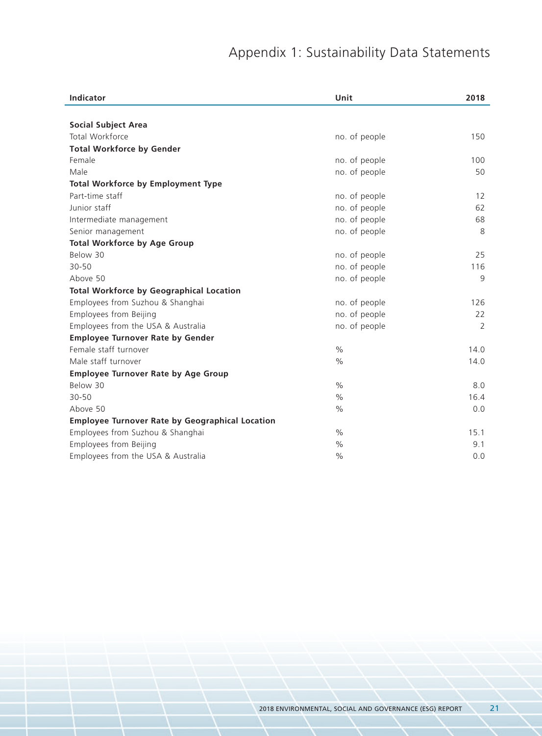# Appendix 1: Sustainability Data Statements

| Indicator | Unit | 2018 |
| --- | --- | --- |
| **Social Subject Area** | | |
| Total Workforce | no. of people | 150 |
| **Total Workforce by Gender** | | |
| Female | no. of people | 100 |
| Male | no. of people | 50 |
| **Total Workforce by Employment Type** | | |
| Part-time staff | no. of people | 12 |
| Junior staff | no. of people | 62 |
| Intermediate management | no. of people | 68 |
| Senior management | no. of people | 8 |
| **Total Workforce by Age Group** | | |
| Below 30 | no. of people | 25 |
| 30-50 | no. of people | 116 |
| Above 50 | no. of people | 9 |
| **Total Workforce by Geographical Location** | | |
| Employees from Suzhou & Shanghai | no. of people | 126 |
| Employees from Beijing | no. of people | 22 |
| Employees from the USA & Australia | no. of people | 2 |
| **Employee Turnover Rate by Gender** | | |
| Female staff turnover | % | 14.0 |
| Male staff turnover | % | 14.0 |
| **Employee Turnover Rate by Age Group** | | |
| Below 30 | % | 8.0 |
| 30-50 | % | 16.4 |
| Above 50 | % | 0.0 |
| **Employee Turnover Rate by Geographical Location** | | |
| Employees from Suzhou & Shanghai | % | 15.1 |
| Employees from Beijing | % | 9.1 |
| Employees from the USA & Australia | % | 0.0 |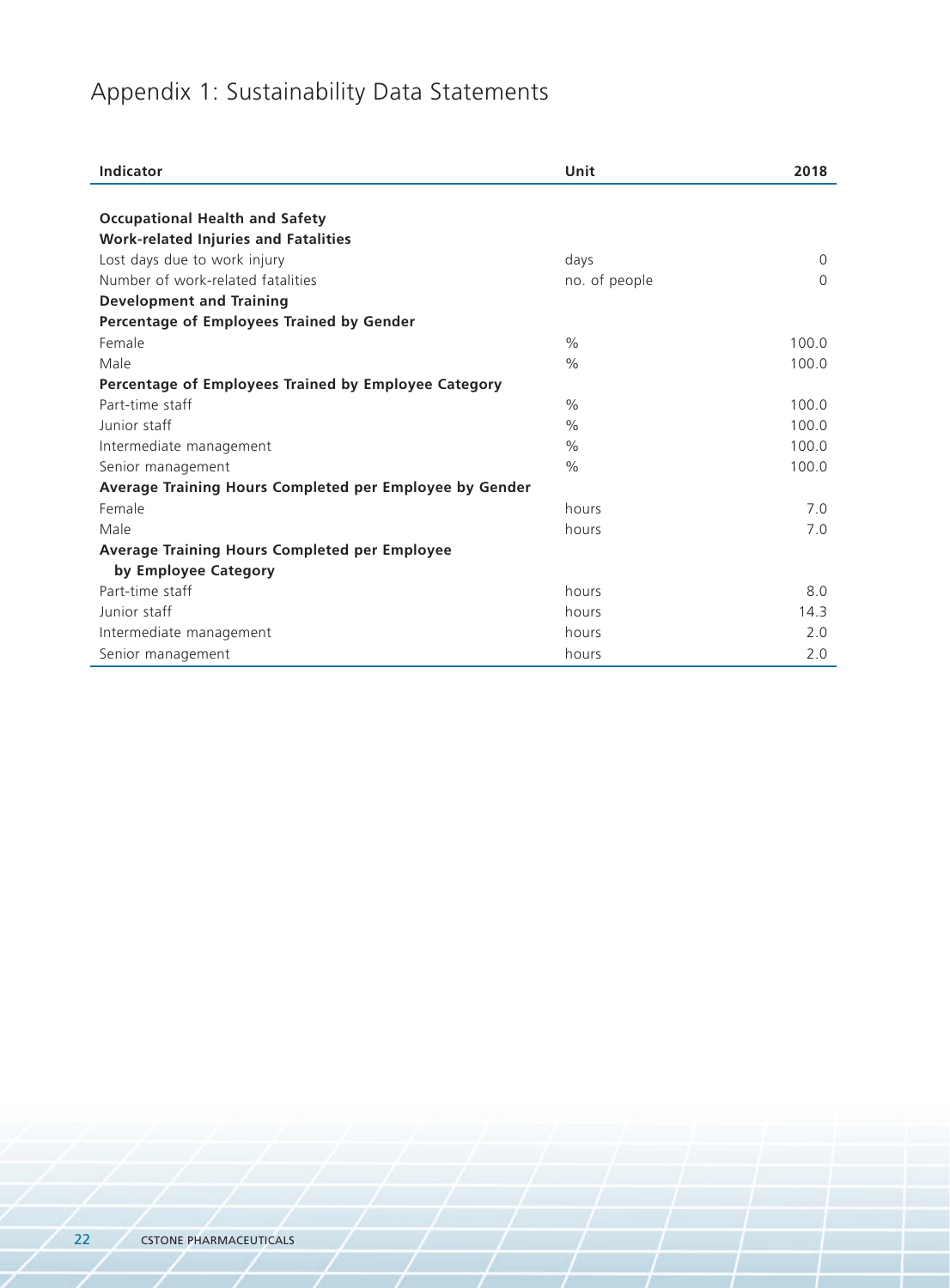# Appendix 1: Sustainability Data Statements

| Indicator | Unit | 2018 |
|---|---|---|
| **Occupational Health and Safety** | | |
| **Work-related Injuries and Fatalities** | | |
| Lost days due to work injury | days | 0 |
| Number of work-related fatalities | no. of people | 0 |
| **Development and Training** | | |
| **Percentage of Employees Trained by Gender** | | |
| Female | % | 100.0 |
| Male | % | 100.0 |
| **Percentage of Employees Trained by Employee Category** | | |
| Part-time staff | % | 100.0 |
| Junior staff | % | 100.0 |
| Intermediate management | % | 100.0 |
| Senior management | % | 100.0 |
| **Average Training Hours Completed per Employee by Gender** | | |
| Female | hours | 7.0 |
| Male | hours | 7.0 |
| **Average Training Hours Completed per Employee by Employee Category** | | |
| Part-time staff | hours | 8.0 |
| Junior staff | hours | 14.3 |
| Intermediate management | hours | 2.0 |
| Senior management | hours | 2.0 |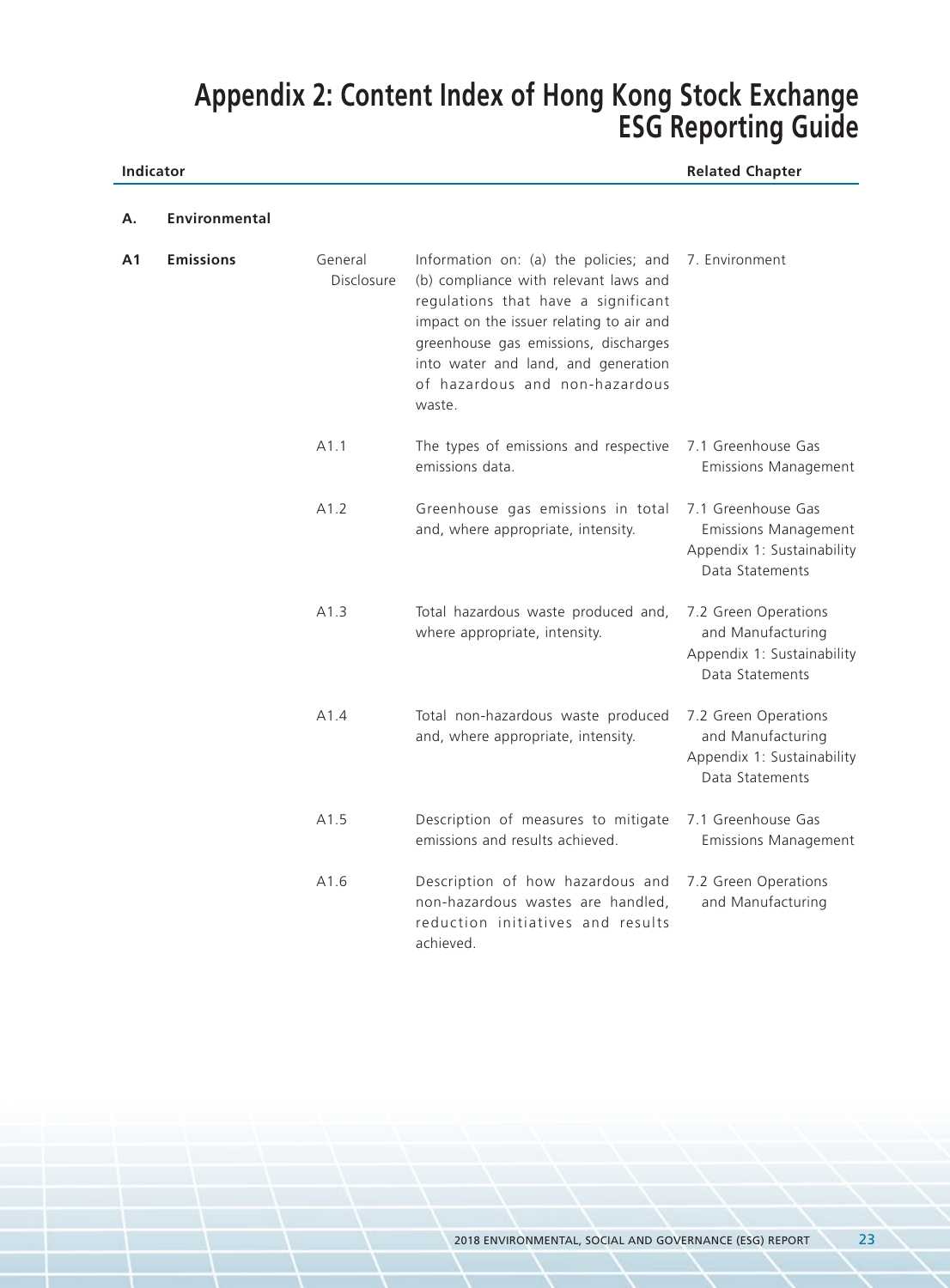# Appendix 2: Content Index of Hong Kong Stock Exchange ESG Reporting Guide

| Indicator | | | | Related Chapter |
|---|---|---|---|---|
| **A.** | **Environmental** | | | |
| **A1** | **Emissions** | General Disclosure | Information on: (a) the policies; and (b) compliance with relevant laws and regulations that have a significant impact on the issuer relating to air and greenhouse gas emissions, discharges into water and land, and generation of hazardous and non-hazardous waste. | 7. Environment |
| | | A1.1 | The types of emissions and respective emissions data. | 7.1 Greenhouse Gas Emissions Management |
| | | A1.2 | Greenhouse gas emissions in total and, where appropriate, intensity. | 7.1 Greenhouse Gas Emissions Management<br>Appendix 1: Sustainability Data Statements |
| | | A1.3 | Total hazardous waste produced and, where appropriate, intensity. | 7.2 Green Operations and Manufacturing<br>Appendix 1: Sustainability Data Statements |
| | | A1.4 | Total non-hazardous waste produced and, where appropriate, intensity. | 7.2 Green Operations and Manufacturing<br>Appendix 1: Sustainability Data Statements |
| | | A1.5 | Description of measures to mitigate emissions and results achieved. | 7.1 Greenhouse Gas Emissions Management |
| | | A1.6 | Description of how hazardous and non-hazardous wastes are handled, reduction initiatives and results achieved. | 7.2 Green Operations and Manufacturing |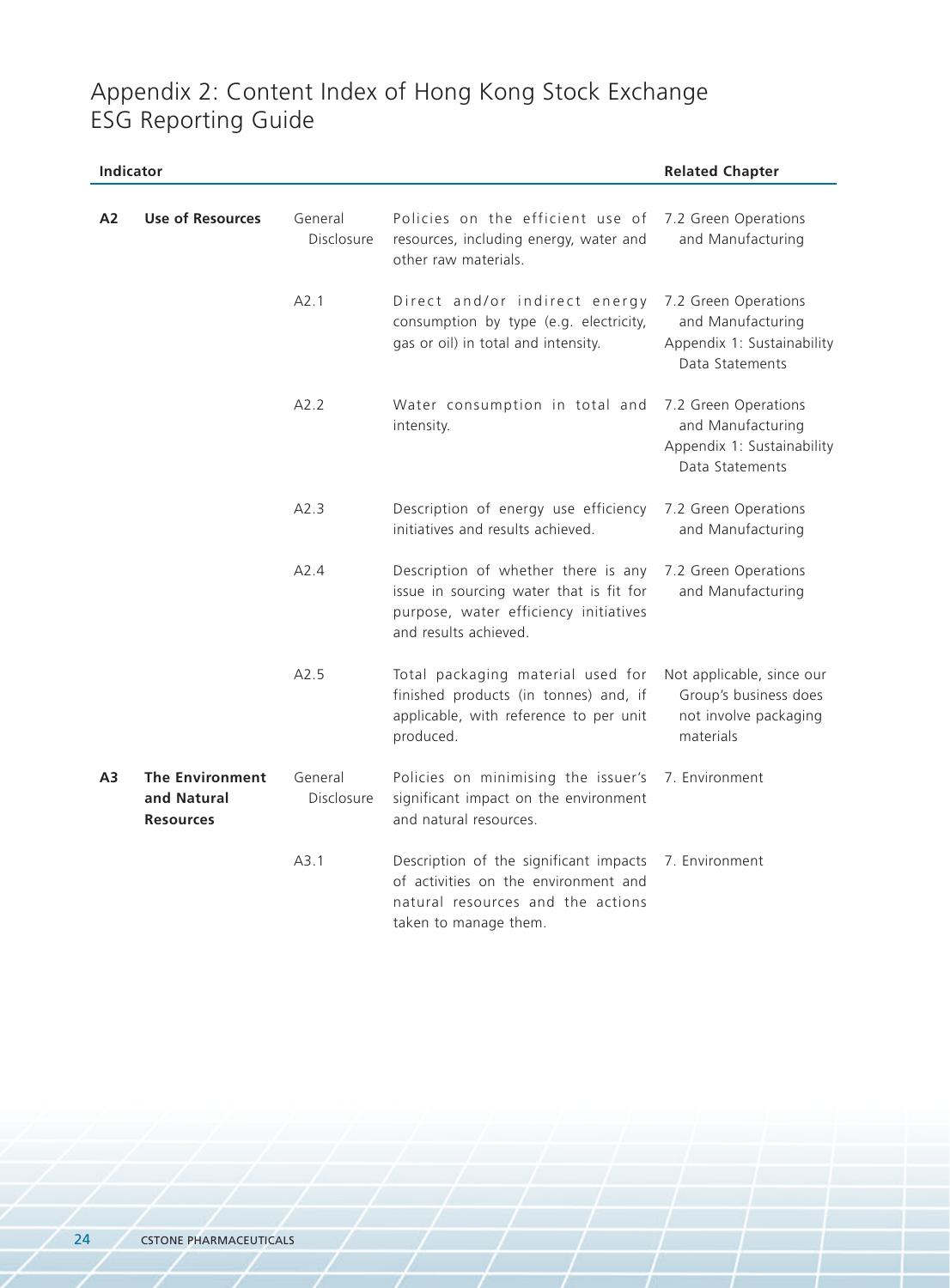# Appendix 2: Content Index of Hong Kong Stock Exchange ESG Reporting Guide

| Indicator | | | | Related Chapter |
|---|---|---|---|---|
| A2 | **Use of Resources** | General Disclosure | Policies on the efficient use of resources, including energy, water and other raw materials. | 7.2 Green Operations and Manufacturing |
| | | A2.1 | Direct and/or indirect energy consumption by type (e.g. electricity, gas or oil) in total and intensity. | 7.2 Green Operations and Manufacturing<br>Appendix 1: Sustainability Data Statements |
| | | A2.2 | Water consumption in total and intensity. | 7.2 Green Operations and Manufacturing<br>Appendix 1: Sustainability Data Statements |
| | | A2.3 | Description of energy use efficiency initiatives and results achieved. | 7.2 Green Operations and Manufacturing |
| | | A2.4 | Description of whether there is any issue in sourcing water that is fit for purpose, water efficiency initiatives and results achieved. | 7.2 Green Operations and Manufacturing |
| | | A2.5 | Total packaging material used for finished products (in tonnes) and, if applicable, with reference to per unit produced. | Not applicable, since our Group's business does not involve packaging materials |
| A3 | **The Environment and Natural Resources** | General Disclosure | Policies on minimising the issuer's significant impact on the environment and natural resources. | 7. Environment |
| | | A3.1 | Description of the significant impacts of activities on the environment and natural resources and the actions taken to manage them. | 7. Environment |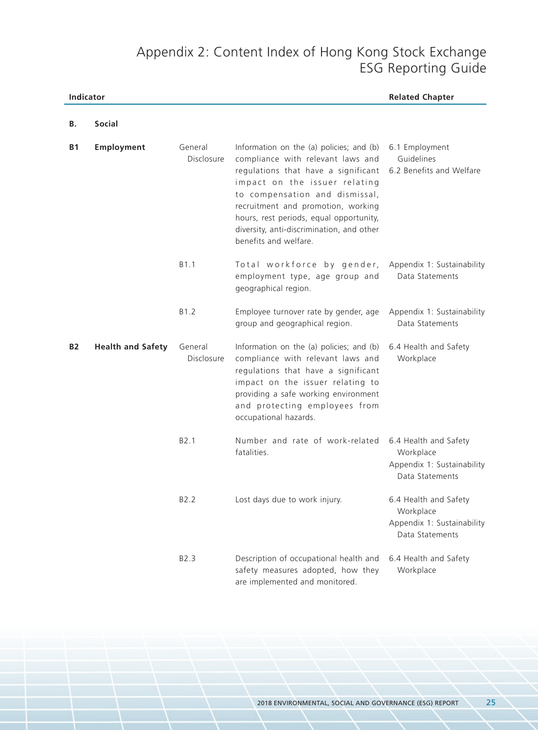# Appendix 2: Content Index of Hong Kong Stock Exchange ESG Reporting Guide

| Indicator | | | | Related Chapter |
|---|---|---|---|---|
| **B.** | **Social** | | | |
| **B1** | **Employment** | General Disclosure | Information on the (a) policies; and (b) compliance with relevant laws and regulations that have a significant impact on the issuer relating to compensation and dismissal, recruitment and promotion, working hours, rest periods, equal opportunity, diversity, anti-discrimination, and other benefits and welfare. | 6.1 Employment Guidelines<br>6.2 Benefits and Welfare |
| | | B1.1 | Total workforce by gender, employment type, age group and geographical region. | Appendix 1: Sustainability Data Statements |
| | | B1.2 | Employee turnover rate by gender, age group and geographical region. | Appendix 1: Sustainability Data Statements |
| **B2** | **Health and Safety** | General Disclosure | Information on the (a) policies; and (b) compliance with relevant laws and regulations that have a significant impact on the issuer relating to providing a safe working environment and protecting employees from occupational hazards. | 6.4 Health and Safety Workplace |
| | | B2.1 | Number and rate of work-related fatalities. | 6.4 Health and Safety Workplace<br>Appendix 1: Sustainability Data Statements |
| | | B2.2 | Lost days due to work injury. | 6.4 Health and Safety Workplace<br>Appendix 1: Sustainability Data Statements |
| | | B2.3 | Description of occupational health and safety measures adopted, how they are implemented and monitored. | 6.4 Health and Safety Workplace |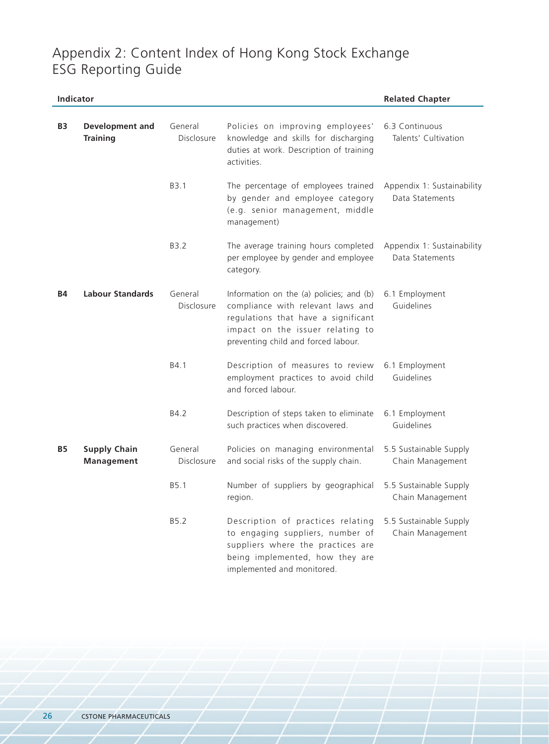# Appendix 2: Content Index of Hong Kong Stock Exchange ESG Reporting Guide

| Indicator | | | | Related Chapter |
|---|---|---|---|---|
| **B3** | **Development and Training** | General Disclosure | Policies on improving employees' knowledge and skills for discharging duties at work. Description of training activities. | 6.3 Continuous Talents' Cultivation |
| | | B3.1 | The percentage of employees trained by gender and employee category (e.g. senior management, middle management) | Appendix 1: Sustainability Data Statements |
| | | B3.2 | The average training hours completed per employee by gender and employee category. | Appendix 1: Sustainability Data Statements |
| **B4** | **Labour Standards** | General Disclosure | Information on the (a) policies; and (b) compliance with relevant laws and regulations that have a significant impact on the issuer relating to preventing child and forced labour. | 6.1 Employment Guidelines |
| | | B4.1 | Description of measures to review employment practices to avoid child and forced labour. | 6.1 Employment Guidelines |
| | | B4.2 | Description of steps taken to eliminate such practices when discovered. | 6.1 Employment Guidelines |
| **B5** | **Supply Chain Management** | General Disclosure | Policies on managing environmental and social risks of the supply chain. | 5.5 Sustainable Supply Chain Management |
| | | B5.1 | Number of suppliers by geographical region. | 5.5 Sustainable Supply Chain Management |
| | | B5.2 | Description of practices relating to engaging suppliers, number of suppliers where the practices are being implemented, how they are implemented and monitored. | 5.5 Sustainable Supply Chain Management |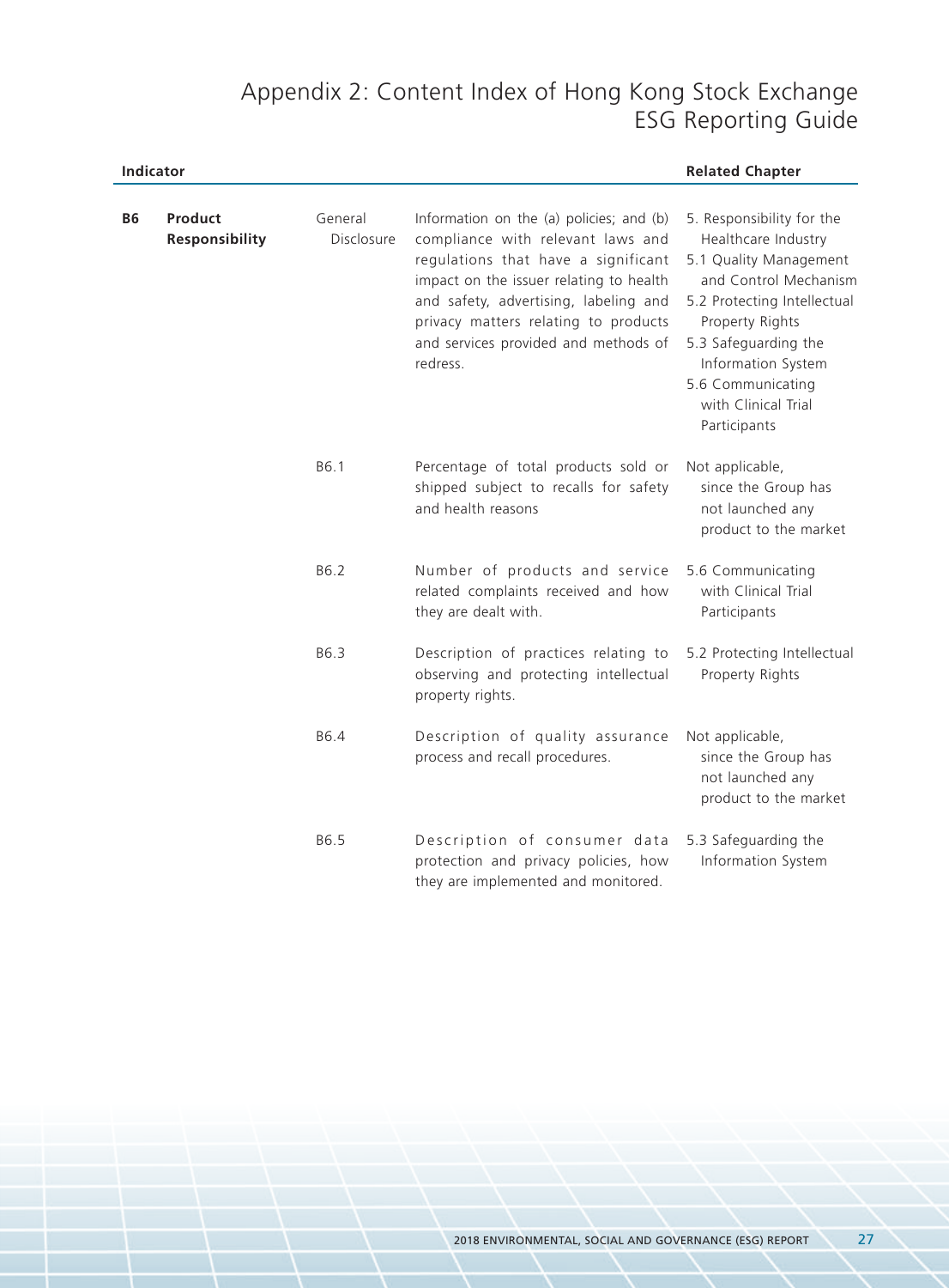# Appendix 2: Content Index of Hong Kong Stock Exchange ESG Reporting Guide

| Indicator | | | | Related Chapter |
|---|---|---|---|---|
| **B6** | **Product Responsibility** | General Disclosure | Information on the (a) policies; and (b) compliance with relevant laws and regulations that have a significant impact on the issuer relating to health and safety, advertising, labeling and privacy matters relating to products and services provided and methods of redress. | 5. Responsibility for the Healthcare Industry<br>5.1 Quality Management and Control Mechanism<br>5.2 Protecting Intellectual Property Rights<br>5.3 Safeguarding the Information System<br>5.6 Communicating with Clinical Trial Participants |
| | | B6.1 | Percentage of total products sold or shipped subject to recalls for safety and health reasons | Not applicable, since the Group has not launched any product to the market |
| | | B6.2 | Number of products and service related complaints received and how they are dealt with. | 5.6 Communicating with Clinical Trial Participants |
| | | B6.3 | Description of practices relating to observing and protecting intellectual property rights. | 5.2 Protecting Intellectual Property Rights |
| | | B6.4 | Description of quality assurance process and recall procedures. | Not applicable, since the Group has not launched any product to the market |
| | | B6.5 | Description of consumer data protection and privacy policies, how they are implemented and monitored. | 5.3 Safeguarding the Information System |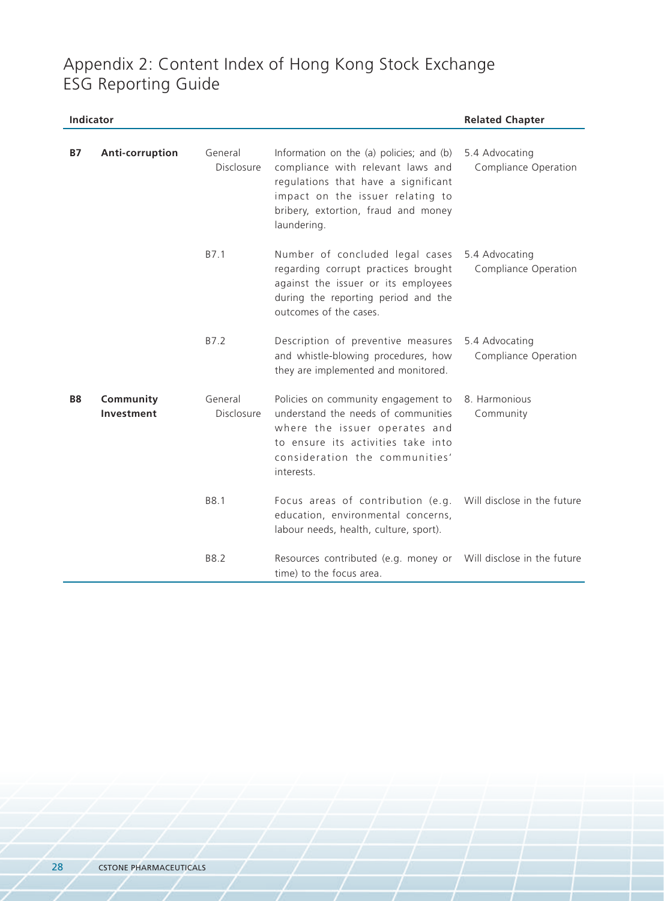# Appendix 2: Content Index of Hong Kong Stock Exchange ESG Reporting Guide

| Indicator | | | | Related Chapter |
|---|---|---|---|---|
| **B7** | **Anti-corruption** | General Disclosure | Information on the (a) policies; and (b) compliance with relevant laws and regulations that have a significant impact on the issuer relating to bribery, extortion, fraud and money laundering. | 5.4 Advocating Compliance Operation |
| | | B7.1 | Number of concluded legal cases regarding corrupt practices brought against the issuer or its employees during the reporting period and the outcomes of the cases. | 5.4 Advocating Compliance Operation |
| | | B7.2 | Description of preventive measures and whistle-blowing procedures, how they are implemented and monitored. | 5.4 Advocating Compliance Operation |
| **B8** | **Community Investment** | General Disclosure | Policies on community engagement to understand the needs of communities where the issuer operates and to ensure its activities take into consideration the communities' interests. | 8. Harmonious Community |
| | | B8.1 | Focus areas of contribution (e.g. education, environmental concerns, labour needs, health, culture, sport). | Will disclose in the future |
| | | B8.2 | Resources contributed (e.g. money or time) to the focus area. | Will disclose in the future |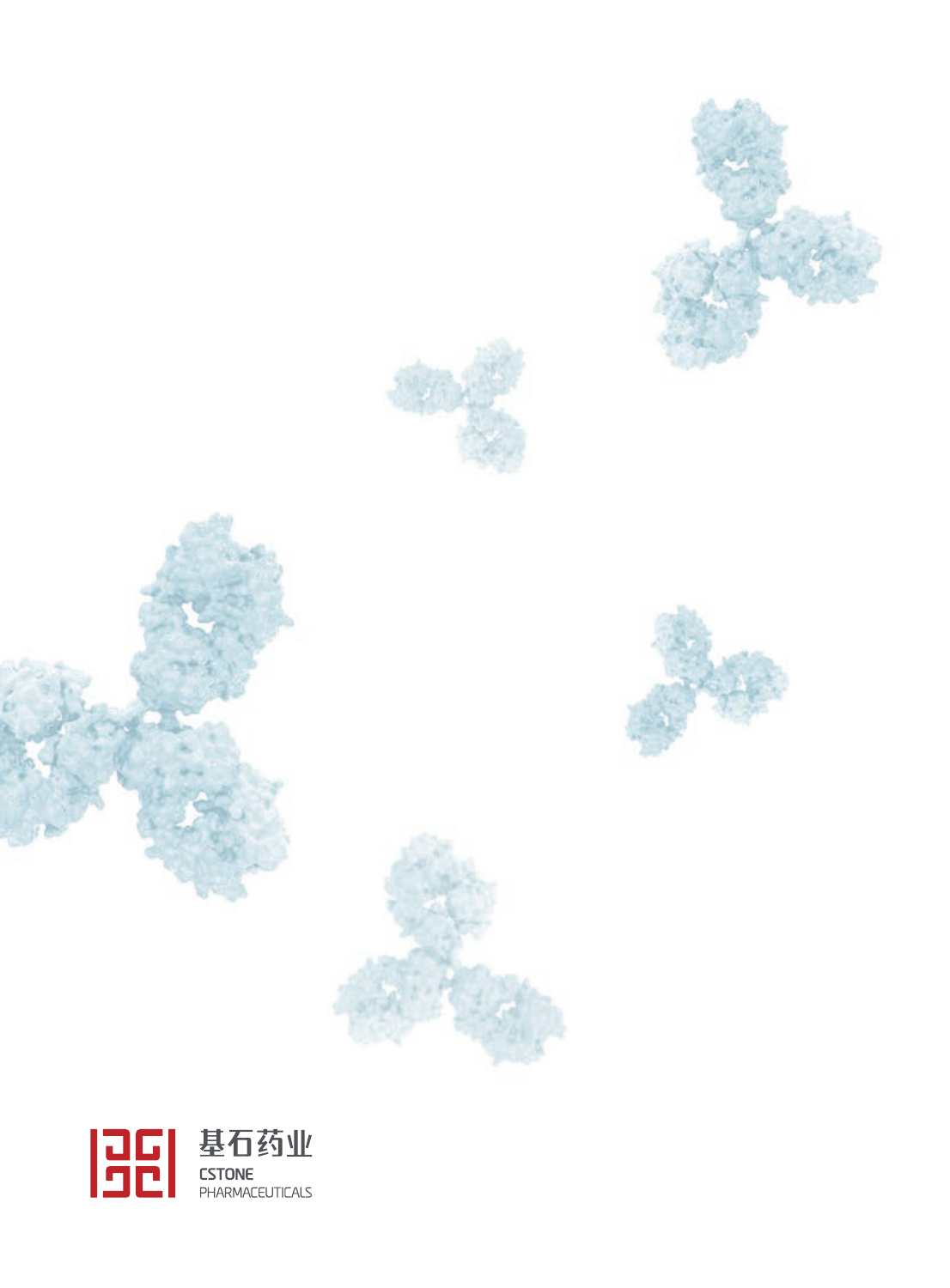基石药业

CSTONE
PHARMACEUTICALS